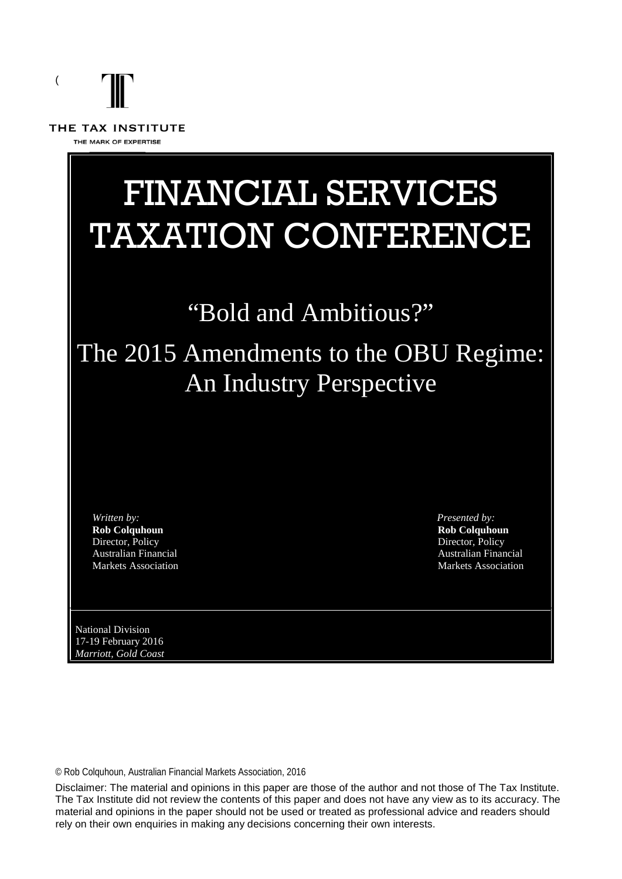THE TAX INSTITUTE

THE MARK OF EXPERTISE

# FINANCIAL SERVICES TAXATION CONFERENCE

## "Bold and Ambitious?"

## The 2015 Amendments to the OBU Regime: An Industry Perspective

*Written by:*
**Rob Colquhoun**
Director, Policy
Australian Financial
Markets Association

*Presented by:*
**Rob Colquhoun**
Director, Policy
Australian Financial
Markets Association

National Division
17-19 February 2016
*Marriott, Gold Coast*

© Rob Colquhoun, Australian Financial Markets Association, 2016

Disclaimer: The material and opinions in this paper are those of the author and not those of The Tax Institute. The Tax Institute did not review the contents of this paper and does not have any view as to its accuracy. The material and opinions in the paper should not be used or treated as professional advice and readers should rely on their own enquiries in making any decisions concerning their own interests.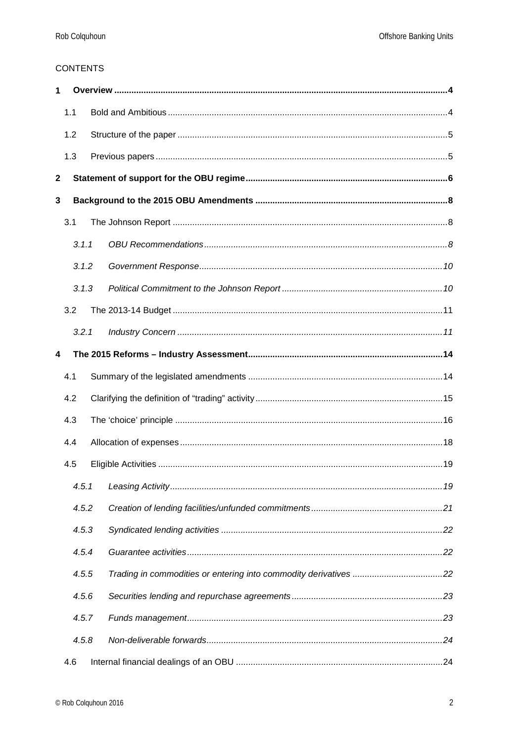CONTENTS

**1 Overview ... 4**

1.1 Bold and Ambitious ... 4

1.2 Structure of the paper ... 5

1.3 Previous papers ... 5

**2 Statement of support for the OBU regime ... 6**

**3 Background to the 2015 OBU Amendments ... 8**

3.1 The Johnson Report ... 8

*3.1.1 OBU Recommendations ... 8*

*3.1.2 Government Response ... 10*

*3.1.3 Political Commitment to the Johnson Report ... 10*

3.2 The 2013-14 Budget ... 11

*3.2.1 Industry Concern ... 11*

**4 The 2015 Reforms – Industry Assessment ... 14**

4.1 Summary of the legislated amendments ... 14

4.2 Clarifying the definition of "trading" activity ... 15

4.3 The 'choice' principle ... 16

4.4 Allocation of expenses ... 18

4.5 Eligible Activities ... 19

*4.5.1 Leasing Activity ... 19*

*4.5.2 Creation of lending facilities/unfunded commitments ... 21*

*4.5.3 Syndicated lending activities ... 22*

*4.5.4 Guarantee activities ... 22*

*4.5.5 Trading in commodities or entering into commodity derivatives ... 22*

*4.5.6 Securities lending and repurchase agreements ... 23*

*4.5.7 Funds management ... 23*

*4.5.8 Non-deliverable forwards ... 24*

4.6 Internal financial dealings of an OBU ... 24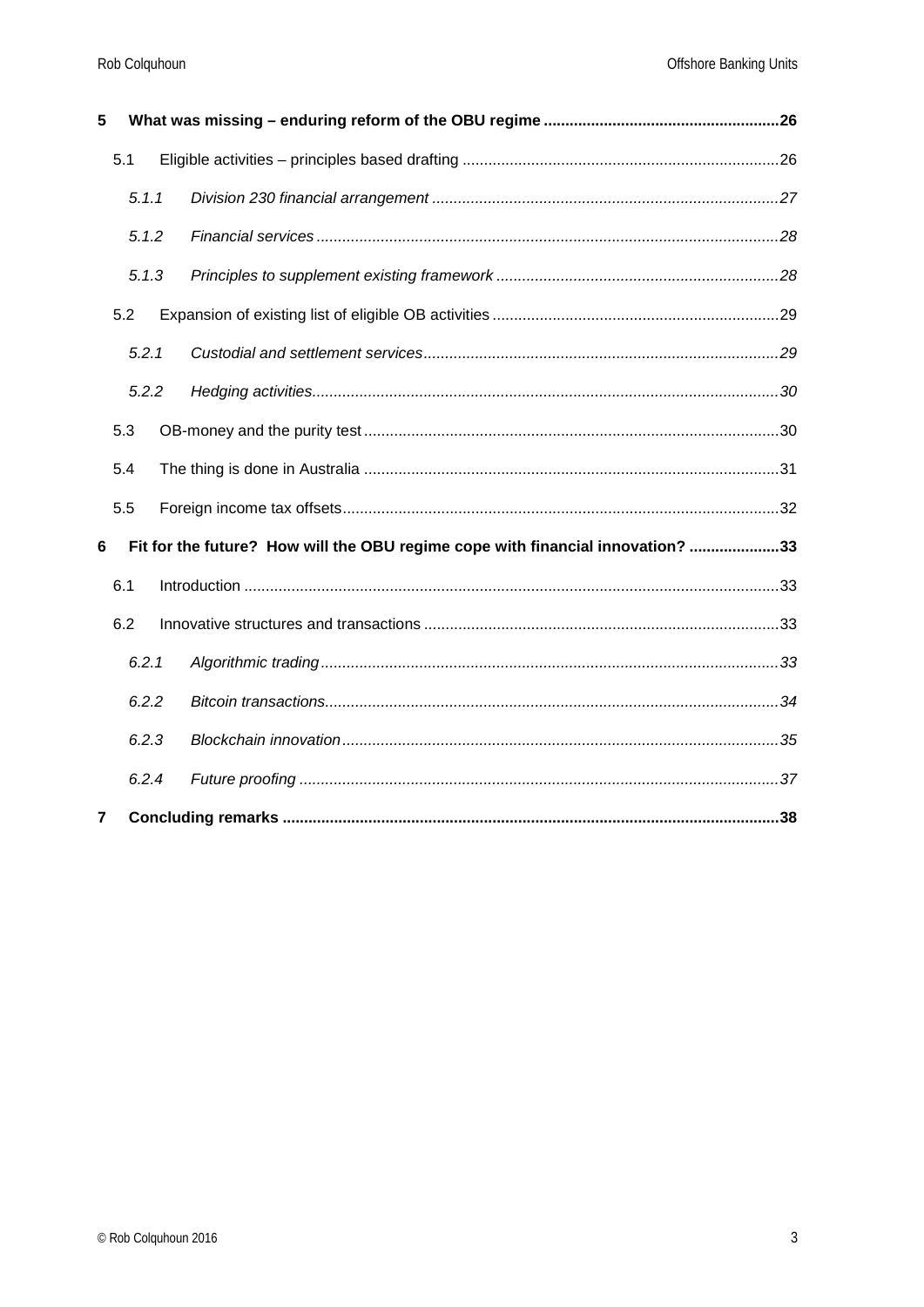**5 What was missing – enduring reform of the OBU regime ......................................................26**

5.1 Eligible activities – principles based drafting .........................................................................26

*5.1.1 Division 230 financial arrangement ................................................................................27*

*5.1.2 Financial services ..........................................................................................................28*

*5.1.3 Principles to supplement existing framework .................................................................28*

5.2 Expansion of existing list of eligible OB activities ..................................................................29

*5.2.1 Custodial and settlement services..................................................................................29*

*5.2.2 Hedging activities...........................................................................................................30*

5.3 OB-money and the purity test ................................................................................................30

5.4 The thing is done in Australia ................................................................................................31

5.5 Foreign income tax offsets.....................................................................................................32

**6 Fit for the future? How will the OBU regime cope with financial innovation? .....................33**

6.1 Introduction ...........................................................................................................................33

6.2 Innovative structures and transactions ..................................................................................33

*6.2.1 Algorithmic trading.........................................................................................................33*

*6.2.2 Bitcoin transactions........................................................................................................34*

*6.2.3 Blockchain innovation....................................................................................................35*

*6.2.4 Future proofing ..............................................................................................................37*

**7 Concluding remarks .................................................................................................................38**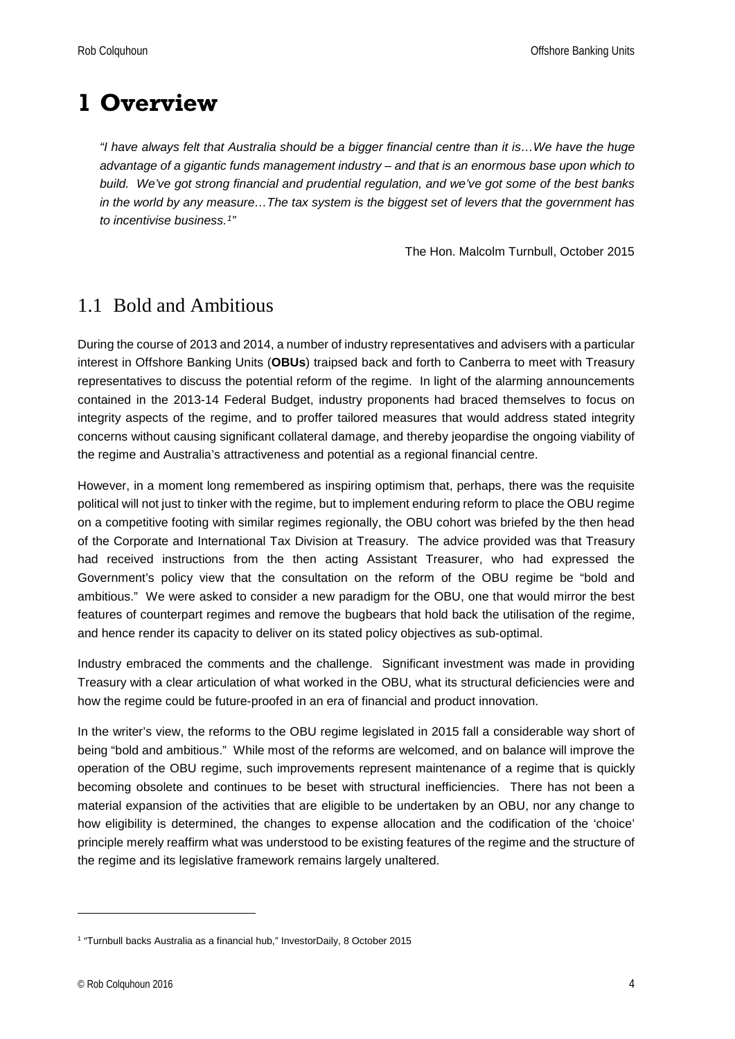# 1 Overview

*"I have always felt that Australia should be a bigger financial centre than it is…We have the huge advantage of a gigantic funds management industry – and that is an enormous base upon which to build. We've got strong financial and prudential regulation, and we've got some of the best banks in the world by any measure…The tax system is the biggest set of levers that the government has to incentivise business.[1]"*

The Hon. Malcolm Turnbull, October 2015

## 1.1 Bold and Ambitious

During the course of 2013 and 2014, a number of industry representatives and advisers with a particular interest in Offshore Banking Units (**OBUs**) traipsed back and forth to Canberra to meet with Treasury representatives to discuss the potential reform of the regime. In light of the alarming announcements contained in the 2013-14 Federal Budget, industry proponents had braced themselves to focus on integrity aspects of the regime, and to proffer tailored measures that would address stated integrity concerns without causing significant collateral damage, and thereby jeopardise the ongoing viability of the regime and Australia's attractiveness and potential as a regional financial centre.

However, in a moment long remembered as inspiring optimism that, perhaps, there was the requisite political will not just to tinker with the regime, but to implement enduring reform to place the OBU regime on a competitive footing with similar regimes regionally, the OBU cohort was briefed by the then head of the Corporate and International Tax Division at Treasury. The advice provided was that Treasury had received instructions from the then acting Assistant Treasurer, who had expressed the Government's policy view that the consultation on the reform of the OBU regime be "bold and ambitious." We were asked to consider a new paradigm for the OBU, one that would mirror the best features of counterpart regimes and remove the bugbears that hold back the utilisation of the regime, and hence render its capacity to deliver on its stated policy objectives as sub-optimal.

Industry embraced the comments and the challenge. Significant investment was made in providing Treasury with a clear articulation of what worked in the OBU, what its structural deficiencies were and how the regime could be future-proofed in an era of financial and product innovation.

In the writer's view, the reforms to the OBU regime legislated in 2015 fall a considerable way short of being "bold and ambitious." While most of the reforms are welcomed, and on balance will improve the operation of the OBU regime, such improvements represent maintenance of a regime that is quickly becoming obsolete and continues to be beset with structural inefficiencies. There has not been a material expansion of the activities that are eligible to be undertaken by an OBU, nor any change to how eligibility is determined, the changes to expense allocation and the codification of the 'choice' principle merely reaffirm what was understood to be existing features of the regime and the structure of the regime and its legislative framework remains largely unaltered.

---

[1] "Turnbull backs Australia as a financial hub," InvestorDaily, 8 October 2015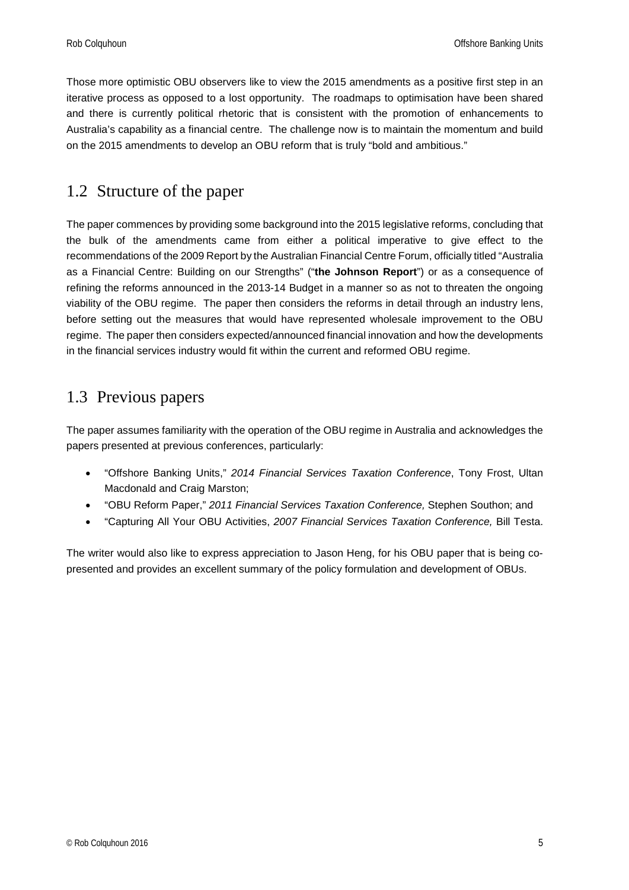Those more optimistic OBU observers like to view the 2015 amendments as a positive first step in an iterative process as opposed to a lost opportunity. The roadmaps to optimisation have been shared and there is currently political rhetoric that is consistent with the promotion of enhancements to Australia's capability as a financial centre. The challenge now is to maintain the momentum and build on the 2015 amendments to develop an OBU reform that is truly "bold and ambitious."

## 1.2 Structure of the paper

The paper commences by providing some background into the 2015 legislative reforms, concluding that the bulk of the amendments came from either a political imperative to give effect to the recommendations of the 2009 Report by the Australian Financial Centre Forum, officially titled "Australia as a Financial Centre: Building on our Strengths" ("**the Johnson Report**") or as a consequence of refining the reforms announced in the 2013-14 Budget in a manner so as not to threaten the ongoing viability of the OBU regime. The paper then considers the reforms in detail through an industry lens, before setting out the measures that would have represented wholesale improvement to the OBU regime. The paper then considers expected/announced financial innovation and how the developments in the financial services industry would fit within the current and reformed OBU regime.

## 1.3 Previous papers

The paper assumes familiarity with the operation of the OBU regime in Australia and acknowledges the papers presented at previous conferences, particularly:

- "Offshore Banking Units," *2014 Financial Services Taxation Conference*, Tony Frost, Ultan Macdonald and Craig Marston;
- "OBU Reform Paper," *2011 Financial Services Taxation Conference,* Stephen Southon; and
- "Capturing All Your OBU Activities, *2007 Financial Services Taxation Conference,* Bill Testa.

The writer would also like to express appreciation to Jason Heng, for his OBU paper that is being co-presented and provides an excellent summary of the policy formulation and development of OBUs.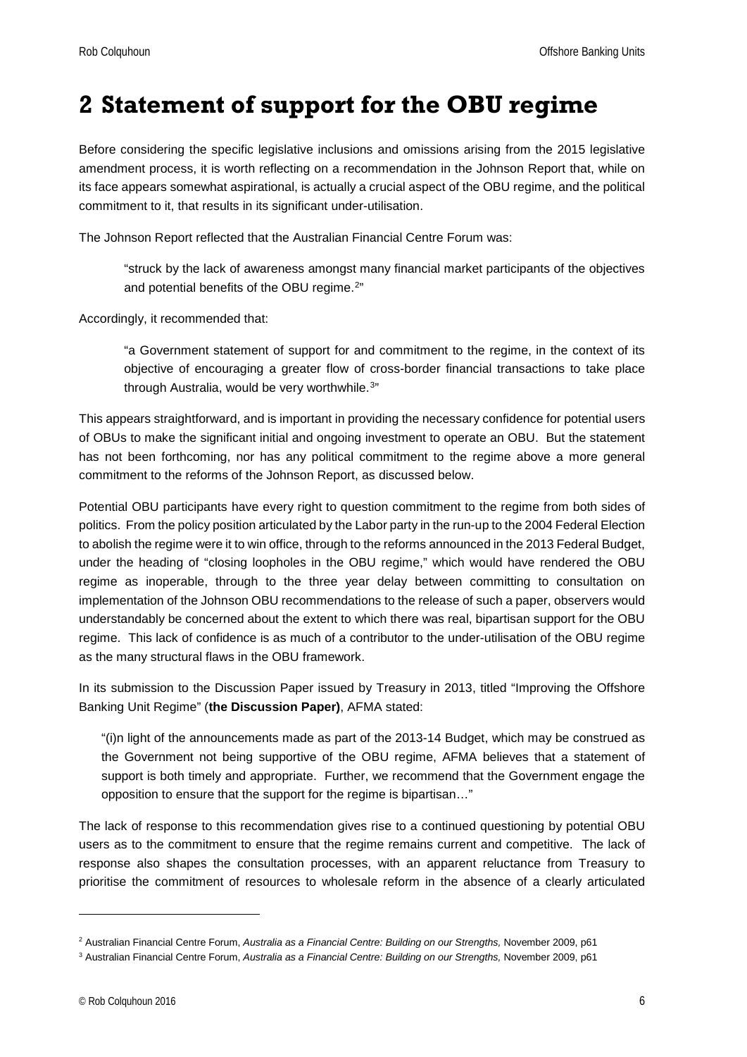# 2 Statement of support for the OBU regime

Before considering the specific legislative inclusions and omissions arising from the 2015 legislative amendment process, it is worth reflecting on a recommendation in the Johnson Report that, while on its face appears somewhat aspirational, is actually a crucial aspect of the OBU regime, and the political commitment to it, that results in its significant under-utilisation.

The Johnson Report reflected that the Australian Financial Centre Forum was:

> "struck by the lack of awareness amongst many financial market participants of the objectives and potential benefits of the OBU regime.[2]"

Accordingly, it recommended that:

> "a Government statement of support for and commitment to the regime, in the context of its objective of encouraging a greater flow of cross-border financial transactions to take place through Australia, would be very worthwhile.[3]"

This appears straightforward, and is important in providing the necessary confidence for potential users of OBUs to make the significant initial and ongoing investment to operate an OBU. But the statement has not been forthcoming, nor has any political commitment to the regime above a more general commitment to the reforms of the Johnson Report, as discussed below.

Potential OBU participants have every right to question commitment to the regime from both sides of politics. From the policy position articulated by the Labor party in the run-up to the 2004 Federal Election to abolish the regime were it to win office, through to the reforms announced in the 2013 Federal Budget, under the heading of "closing loopholes in the OBU regime," which would have rendered the OBU regime as inoperable, through to the three year delay between committing to consultation on implementation of the Johnson OBU recommendations to the release of such a paper, observers would understandably be concerned about the extent to which there was real, bipartisan support for the OBU regime. This lack of confidence is as much of a contributor to the under-utilisation of the OBU regime as the many structural flaws in the OBU framework.

In its submission to the Discussion Paper issued by Treasury in 2013, titled "Improving the Offshore Banking Unit Regime" (**the Discussion Paper)**, AFMA stated:

> "(i)n light of the announcements made as part of the 2013-14 Budget, which may be construed as the Government not being supportive of the OBU regime, AFMA believes that a statement of support is both timely and appropriate. Further, we recommend that the Government engage the opposition to ensure that the support for the regime is bipartisan…"

The lack of response to this recommendation gives rise to a continued questioning by potential OBU users as to the commitment to ensure that the regime remains current and competitive. The lack of response also shapes the consultation processes, with an apparent reluctance from Treasury to prioritise the commitment of resources to wholesale reform in the absence of a clearly articulated

---

[2] Australian Financial Centre Forum, *Australia as a Financial Centre: Building on our Strengths,* November 2009, p61

[3] Australian Financial Centre Forum, *Australia as a Financial Centre: Building on our Strengths,* November 2009, p61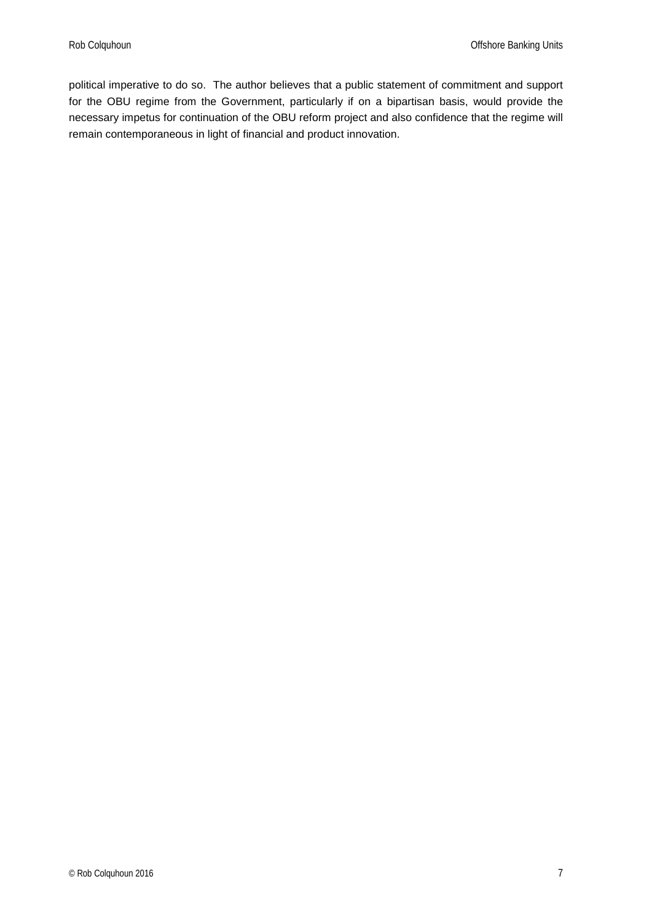political imperative to do so. The author believes that a public statement of commitment and support for the OBU regime from the Government, particularly if on a bipartisan basis, would provide the necessary impetus for continuation of the OBU reform project and also confidence that the regime will remain contemporaneous in light of financial and product innovation.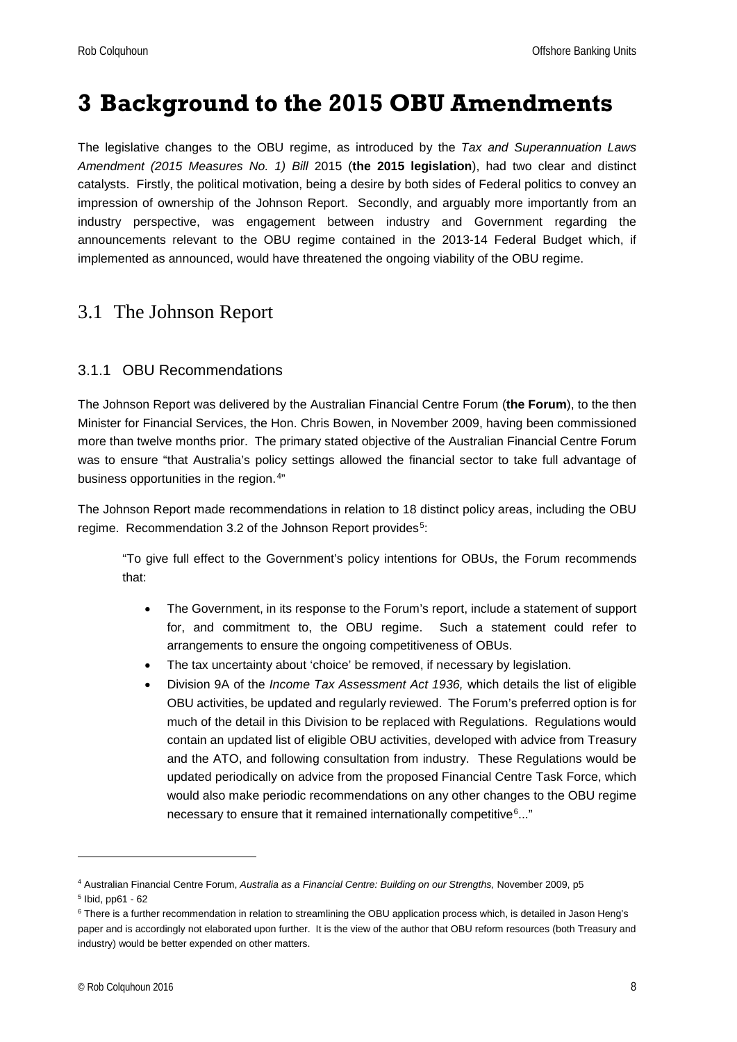# 3 Background to the 2015 OBU Amendments

The legislative changes to the OBU regime, as introduced by the *Tax and Superannuation Laws Amendment (2015 Measures No. 1) Bill* 2015 (**the 2015 legislation**), had two clear and distinct catalysts. Firstly, the political motivation, being a desire by both sides of Federal politics to convey an impression of ownership of the Johnson Report. Secondly, and arguably more importantly from an industry perspective, was engagement between industry and Government regarding the announcements relevant to the OBU regime contained in the 2013-14 Federal Budget which, if implemented as announced, would have threatened the ongoing viability of the OBU regime.

## 3.1 The Johnson Report

### 3.1.1 OBU Recommendations

The Johnson Report was delivered by the Australian Financial Centre Forum (**the Forum**), to the then Minister for Financial Services, the Hon. Chris Bowen, in November 2009, having been commissioned more than twelve months prior. The primary stated objective of the Australian Financial Centre Forum was to ensure "that Australia's policy settings allowed the financial sector to take full advantage of business opportunities in the region.[4]"

The Johnson Report made recommendations in relation to 18 distinct policy areas, including the OBU regime. Recommendation 3.2 of the Johnson Report provides[5]:

> "To give full effect to the Government's policy intentions for OBUs, the Forum recommends that:
>
> - The Government, in its response to the Forum's report, include a statement of support for, and commitment to, the OBU regime. Such a statement could refer to arrangements to ensure the ongoing competitiveness of OBUs.
> - The tax uncertainty about 'choice' be removed, if necessary by legislation.
> - Division 9A of the *Income Tax Assessment Act 1936,* which details the list of eligible OBU activities, be updated and regularly reviewed. The Forum's preferred option is for much of the detail in this Division to be replaced with Regulations. Regulations would contain an updated list of eligible OBU activities, developed with advice from Treasury and the ATO, and following consultation from industry. These Regulations would be updated periodically on advice from the proposed Financial Centre Task Force, which would also make periodic recommendations on any other changes to the OBU regime necessary to ensure that it remained internationally competitive[6]..."

---

[4] Australian Financial Centre Forum, *Australia as a Financial Centre: Building on our Strengths,* November 2009, p5

[5] Ibid, pp61 - 62

[6] There is a further recommendation in relation to streamlining the OBU application process which, is detailed in Jason Heng's paper and is accordingly not elaborated upon further. It is the view of the author that OBU reform resources (both Treasury and industry) would be better expended on other matters.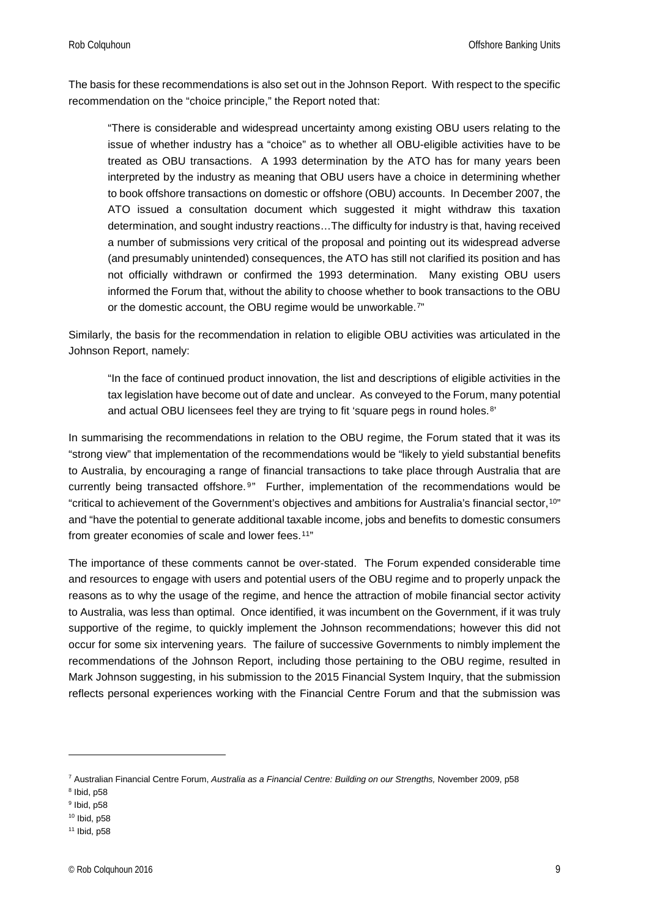The basis for these recommendations is also set out in the Johnson Report. With respect to the specific recommendation on the "choice principle," the Report noted that:

> "There is considerable and widespread uncertainty among existing OBU users relating to the issue of whether industry has a "choice" as to whether all OBU-eligible activities have to be treated as OBU transactions. A 1993 determination by the ATO has for many years been interpreted by the industry as meaning that OBU users have a choice in determining whether to book offshore transactions on domestic or offshore (OBU) accounts. In December 2007, the ATO issued a consultation document which suggested it might withdraw this taxation determination, and sought industry reactions…The difficulty for industry is that, having received a number of submissions very critical of the proposal and pointing out its widespread adverse (and presumably unintended) consequences, the ATO has still not clarified its position and has not officially withdrawn or confirmed the 1993 determination. Many existing OBU users informed the Forum that, without the ability to choose whether to book transactions to the OBU or the domestic account, the OBU regime would be unworkable.[7]"

Similarly, the basis for the recommendation in relation to eligible OBU activities was articulated in the Johnson Report, namely:

> "In the face of continued product innovation, the list and descriptions of eligible activities in the tax legislation have become out of date and unclear. As conveyed to the Forum, many potential and actual OBU licensees feel they are trying to fit 'square pegs in round holes.[8]'

In summarising the recommendations in relation to the OBU regime, the Forum stated that it was its "strong view" that implementation of the recommendations would be "likely to yield substantial benefits to Australia, by encouraging a range of financial transactions to take place through Australia that are currently being transacted offshore.[9]" Further, implementation of the recommendations would be "critical to achievement of the Government's objectives and ambitions for Australia's financial sector,[10]" and "have the potential to generate additional taxable income, jobs and benefits to domestic consumers from greater economies of scale and lower fees.[11]"

The importance of these comments cannot be over-stated. The Forum expended considerable time and resources to engage with users and potential users of the OBU regime and to properly unpack the reasons as to why the usage of the regime, and hence the attraction of mobile financial sector activity to Australia, was less than optimal. Once identified, it was incumbent on the Government, if it was truly supportive of the regime, to quickly implement the Johnson recommendations; however this did not occur for some six intervening years. The failure of successive Governments to nimbly implement the recommendations of the Johnson Report, including those pertaining to the OBU regime, resulted in Mark Johnson suggesting, in his submission to the 2015 Financial System Inquiry, that the submission reflects personal experiences working with the Financial Centre Forum and that the submission was

---

[7] Australian Financial Centre Forum, *Australia as a Financial Centre: Building on our Strengths,* November 2009, p58

[8] Ibid, p58

[9] Ibid, p58

[10] Ibid, p58

[11] Ibid, p58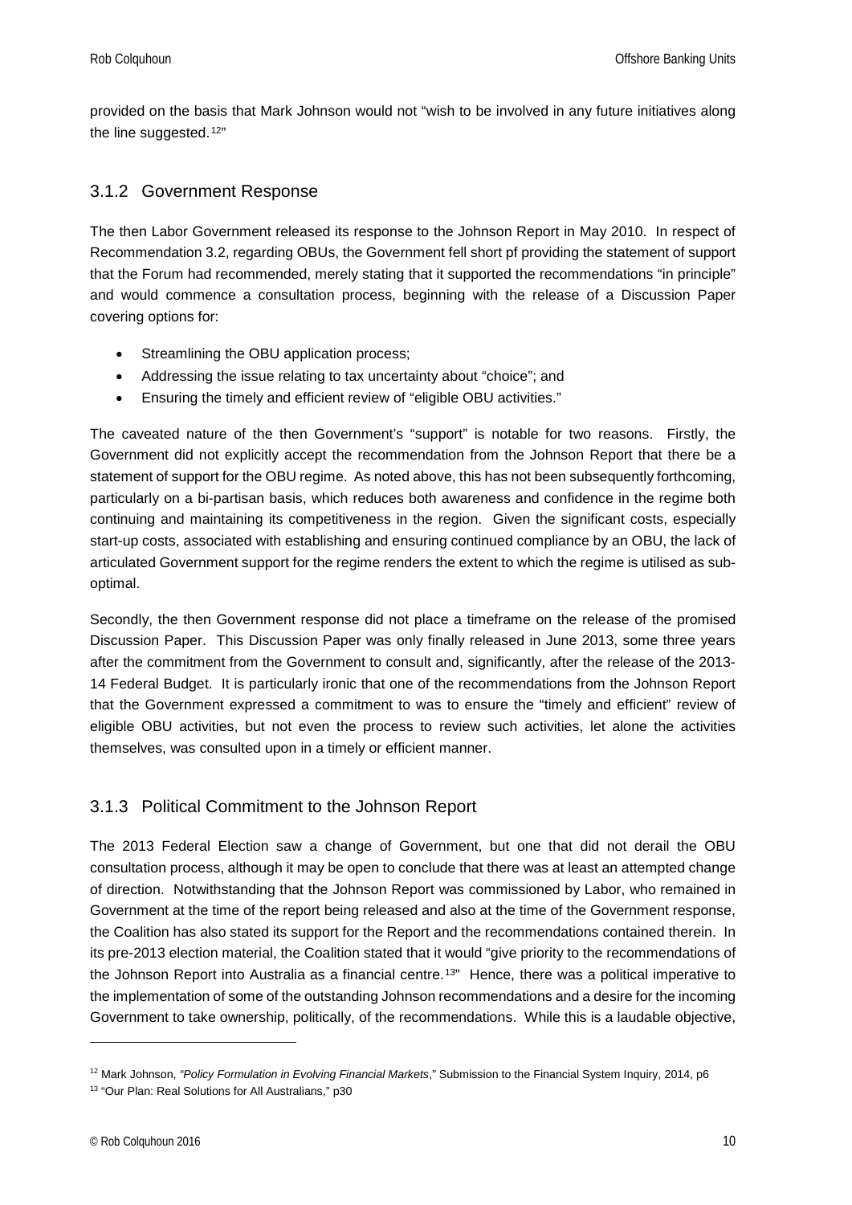provided on the basis that Mark Johnson would not "wish to be involved in any future initiatives along the line suggested.[12]"

### 3.1.2 Government Response

The then Labor Government released its response to the Johnson Report in May 2010. In respect of Recommendation 3.2, regarding OBUs, the Government fell short pf providing the statement of support that the Forum had recommended, merely stating that it supported the recommendations "in principle" and would commence a consultation process, beginning with the release of a Discussion Paper covering options for:

- Streamlining the OBU application process;
- Addressing the issue relating to tax uncertainty about "choice"; and
- Ensuring the timely and efficient review of "eligible OBU activities."

The caveated nature of the then Government's "support" is notable for two reasons. Firstly, the Government did not explicitly accept the recommendation from the Johnson Report that there be a statement of support for the OBU regime. As noted above, this has not been subsequently forthcoming, particularly on a bi-partisan basis, which reduces both awareness and confidence in the regime both continuing and maintaining its competitiveness in the region. Given the significant costs, especially start-up costs, associated with establishing and ensuring continued compliance by an OBU, the lack of articulated Government support for the regime renders the extent to which the regime is utilised as sub-optimal.

Secondly, the then Government response did not place a timeframe on the release of the promised Discussion Paper. This Discussion Paper was only finally released in June 2013, some three years after the commitment from the Government to consult and, significantly, after the release of the 2013-14 Federal Budget. It is particularly ironic that one of the recommendations from the Johnson Report that the Government expressed a commitment to was to ensure the "timely and efficient" review of eligible OBU activities, but not even the process to review such activities, let alone the activities themselves, was consulted upon in a timely or efficient manner.

### 3.1.3 Political Commitment to the Johnson Report

The 2013 Federal Election saw a change of Government, but one that did not derail the OBU consultation process, although it may be open to conclude that there was at least an attempted change of direction. Notwithstanding that the Johnson Report was commissioned by Labor, who remained in Government at the time of the report being released and also at the time of the Government response, the Coalition has also stated its support for the Report and the recommendations contained therein. In its pre-2013 election material, the Coalition stated that it would "give priority to the recommendations of the Johnson Report into Australia as a financial centre.[13]" Hence, there was a political imperative to the implementation of some of the outstanding Johnson recommendations and a desire for the incoming Government to take ownership, politically, of the recommendations. While this is a laudable objective,

---

[12] Mark Johnson, *"Policy Formulation in Evolving Financial Markets*," Submission to the Financial System Inquiry, 2014, p6

[13] "Our Plan: Real Solutions for All Australians," p30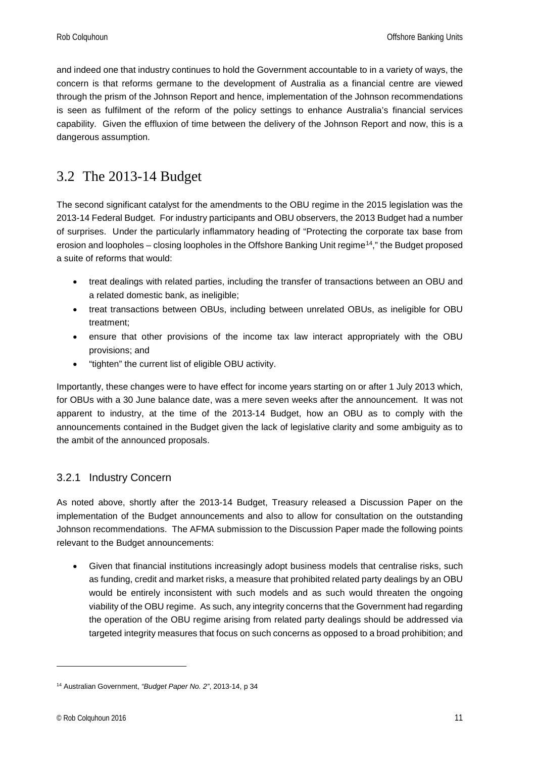and indeed one that industry continues to hold the Government accountable to in a variety of ways, the concern is that reforms germane to the development of Australia as a financial centre are viewed through the prism of the Johnson Report and hence, implementation of the Johnson recommendations is seen as fulfilment of the reform of the policy settings to enhance Australia's financial services capability. Given the effluxion of time between the delivery of the Johnson Report and now, this is a dangerous assumption.

## 3.2 The 2013-14 Budget

The second significant catalyst for the amendments to the OBU regime in the 2015 legislation was the 2013-14 Federal Budget. For industry participants and OBU observers, the 2013 Budget had a number of surprises. Under the particularly inflammatory heading of "Protecting the corporate tax base from erosion and loopholes – closing loopholes in the Offshore Banking Unit regime[14]," the Budget proposed a suite of reforms that would:

- treat dealings with related parties, including the transfer of transactions between an OBU and a related domestic bank, as ineligible;
- treat transactions between OBUs, including between unrelated OBUs, as ineligible for OBU treatment;
- ensure that other provisions of the income tax law interact appropriately with the OBU provisions; and
- "tighten" the current list of eligible OBU activity.

Importantly, these changes were to have effect for income years starting on or after 1 July 2013 which, for OBUs with a 30 June balance date, was a mere seven weeks after the announcement. It was not apparent to industry, at the time of the 2013-14 Budget, how an OBU as to comply with the announcements contained in the Budget given the lack of legislative clarity and some ambiguity as to the ambit of the announced proposals.

### 3.2.1 Industry Concern

As noted above, shortly after the 2013-14 Budget, Treasury released a Discussion Paper on the implementation of the Budget announcements and also to allow for consultation on the outstanding Johnson recommendations. The AFMA submission to the Discussion Paper made the following points relevant to the Budget announcements:

- Given that financial institutions increasingly adopt business models that centralise risks, such as funding, credit and market risks, a measure that prohibited related party dealings by an OBU would be entirely inconsistent with such models and as such would threaten the ongoing viability of the OBU regime. As such, any integrity concerns that the Government had regarding the operation of the OBU regime arising from related party dealings should be addressed via targeted integrity measures that focus on such concerns as opposed to a broad prohibition; and

---

[14] Australian Government, *"Budget Paper No. 2"*, 2013-14, p 34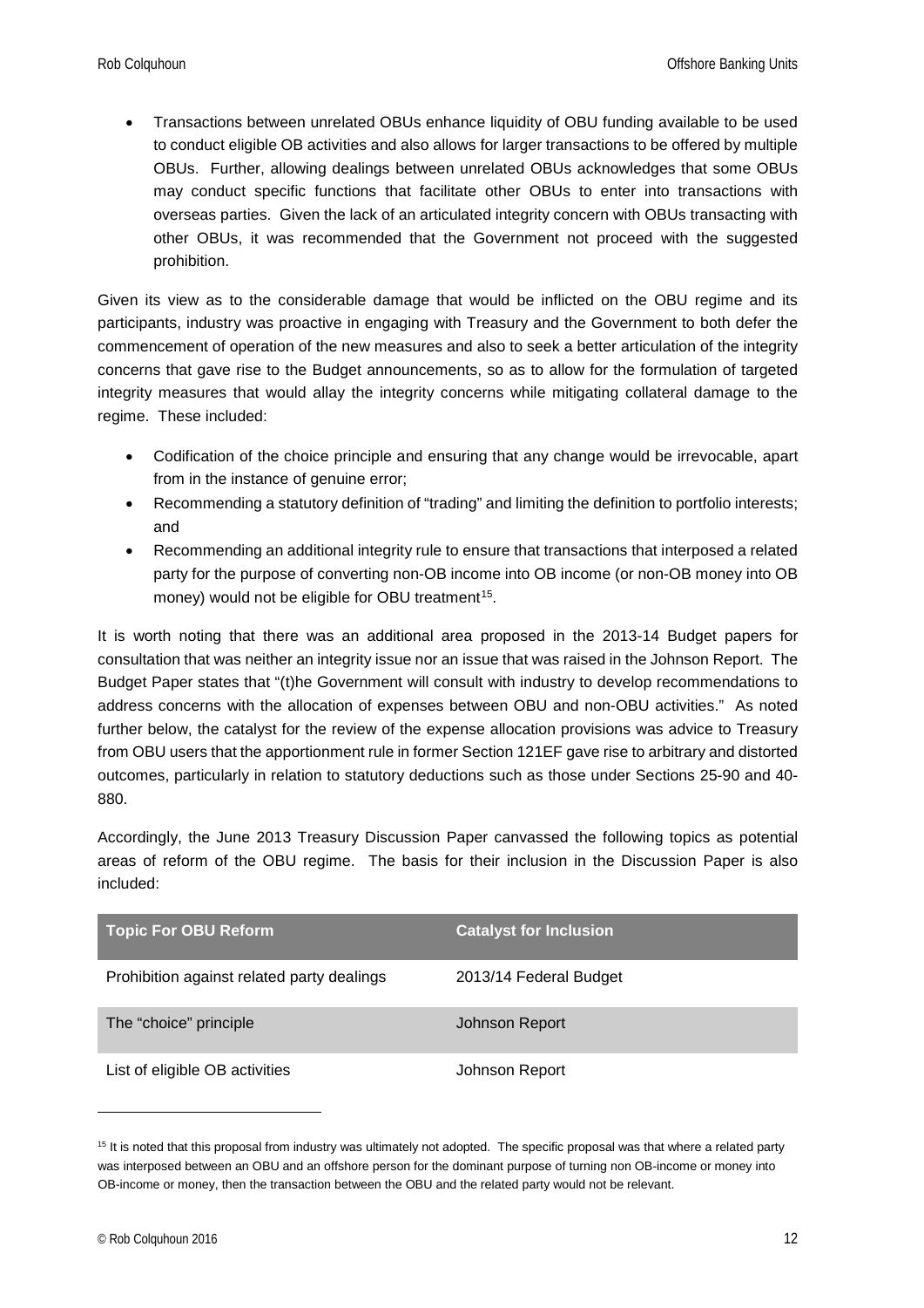- Transactions between unrelated OBUs enhance liquidity of OBU funding available to be used to conduct eligible OB activities and also allows for larger transactions to be offered by multiple OBUs. Further, allowing dealings between unrelated OBUs acknowledges that some OBUs may conduct specific functions that facilitate other OBUs to enter into transactions with overseas parties. Given the lack of an articulated integrity concern with OBUs transacting with other OBUs, it was recommended that the Government not proceed with the suggested prohibition.

Given its view as to the considerable damage that would be inflicted on the OBU regime and its participants, industry was proactive in engaging with Treasury and the Government to both defer the commencement of operation of the new measures and also to seek a better articulation of the integrity concerns that gave rise to the Budget announcements, so as to allow for the formulation of targeted integrity measures that would allay the integrity concerns while mitigating collateral damage to the regime. These included:

- Codification of the choice principle and ensuring that any change would be irrevocable, apart from in the instance of genuine error;
- Recommending a statutory definition of "trading" and limiting the definition to portfolio interests; and
- Recommending an additional integrity rule to ensure that transactions that interposed a related party for the purpose of converting non-OB income into OB income (or non-OB money into OB money) would not be eligible for OBU treatment[15].

It is worth noting that there was an additional area proposed in the 2013-14 Budget papers for consultation that was neither an integrity issue nor an issue that was raised in the Johnson Report. The Budget Paper states that "(t)he Government will consult with industry to develop recommendations to address concerns with the allocation of expenses between OBU and non-OBU activities." As noted further below, the catalyst for the review of the expense allocation provisions was advice to Treasury from OBU users that the apportionment rule in former Section 121EF gave rise to arbitrary and distorted outcomes, particularly in relation to statutory deductions such as those under Sections 25-90 and 40-880.

Accordingly, the June 2013 Treasury Discussion Paper canvassed the following topics as potential areas of reform of the OBU regime. The basis for their inclusion in the Discussion Paper is also included:

| Topic For OBU Reform | Catalyst for Inclusion |
|---|---|
| Prohibition against related party dealings | 2013/14 Federal Budget |
| The "choice" principle | Johnson Report |
| List of eligible OB activities | Johnson Report |

[15] It is noted that this proposal from industry was ultimately not adopted. The specific proposal was that where a related party was interposed between an OBU and an offshore person for the dominant purpose of turning non OB-income or money into OB-income or money, then the transaction between the OBU and the related party would not be relevant.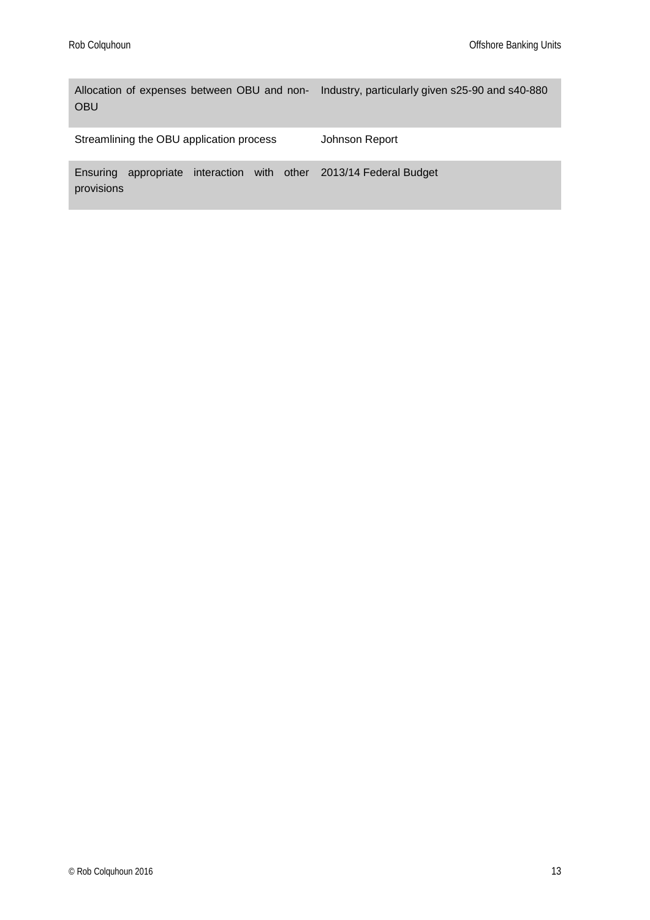| | |
|---|---|
| Allocation of expenses between OBU and non-OBU | Industry, particularly given s25-90 and s40-880 |
| Streamlining the OBU application process | Johnson Report |
| Ensuring appropriate interaction with other provisions | 2013/14 Federal Budget |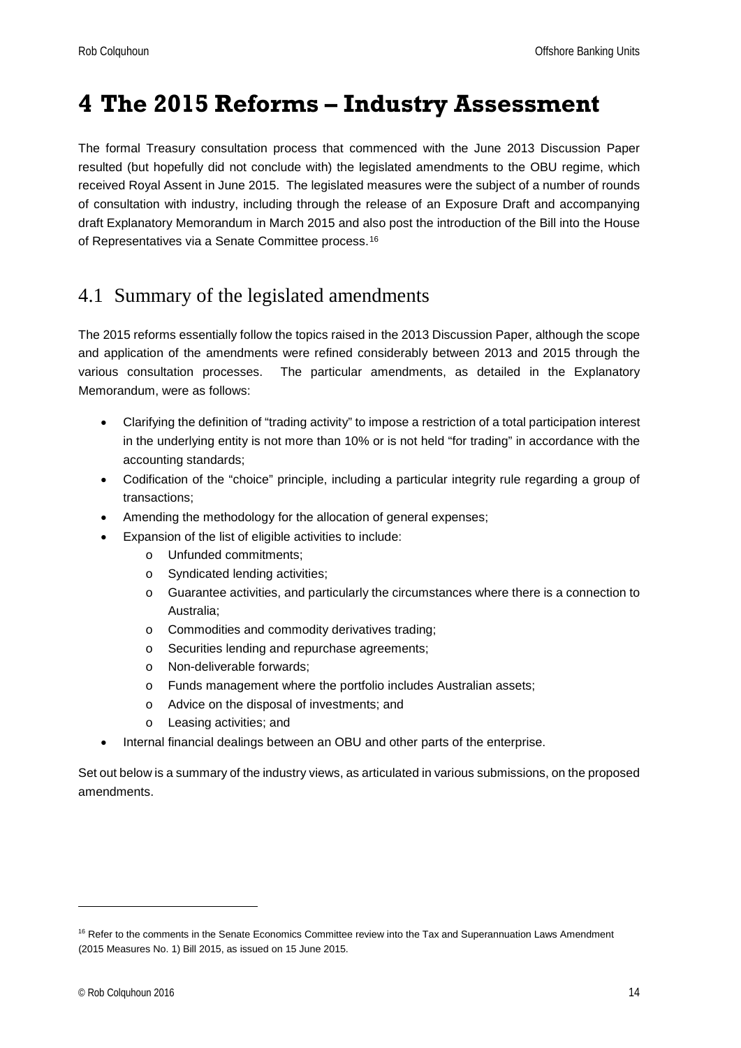# 4 The 2015 Reforms – Industry Assessment

The formal Treasury consultation process that commenced with the June 2013 Discussion Paper resulted (but hopefully did not conclude with) the legislated amendments to the OBU regime, which received Royal Assent in June 2015. The legislated measures were the subject of a number of rounds of consultation with industry, including through the release of an Exposure Draft and accompanying draft Explanatory Memorandum in March 2015 and also post the introduction of the Bill into the House of Representatives via a Senate Committee process.[16]

## 4.1 Summary of the legislated amendments

The 2015 reforms essentially follow the topics raised in the 2013 Discussion Paper, although the scope and application of the amendments were refined considerably between 2013 and 2015 through the various consultation processes. The particular amendments, as detailed in the Explanatory Memorandum, were as follows:

- Clarifying the definition of "trading activity" to impose a restriction of a total participation interest in the underlying entity is not more than 10% or is not held "for trading" in accordance with the accounting standards;
- Codification of the "choice" principle, including a particular integrity rule regarding a group of transactions;
- Amending the methodology for the allocation of general expenses;
- Expansion of the list of eligible activities to include:
  - Unfunded commitments;
  - Syndicated lending activities;
  - Guarantee activities, and particularly the circumstances where there is a connection to Australia;
  - Commodities and commodity derivatives trading;
  - Securities lending and repurchase agreements;
  - Non-deliverable forwards;
  - Funds management where the portfolio includes Australian assets;
  - Advice on the disposal of investments; and
  - Leasing activities; and
- Internal financial dealings between an OBU and other parts of the enterprise.

Set out below is a summary of the industry views, as articulated in various submissions, on the proposed amendments.

---

[16] Refer to the comments in the Senate Economics Committee review into the Tax and Superannuation Laws Amendment (2015 Measures No. 1) Bill 2015, as issued on 15 June 2015.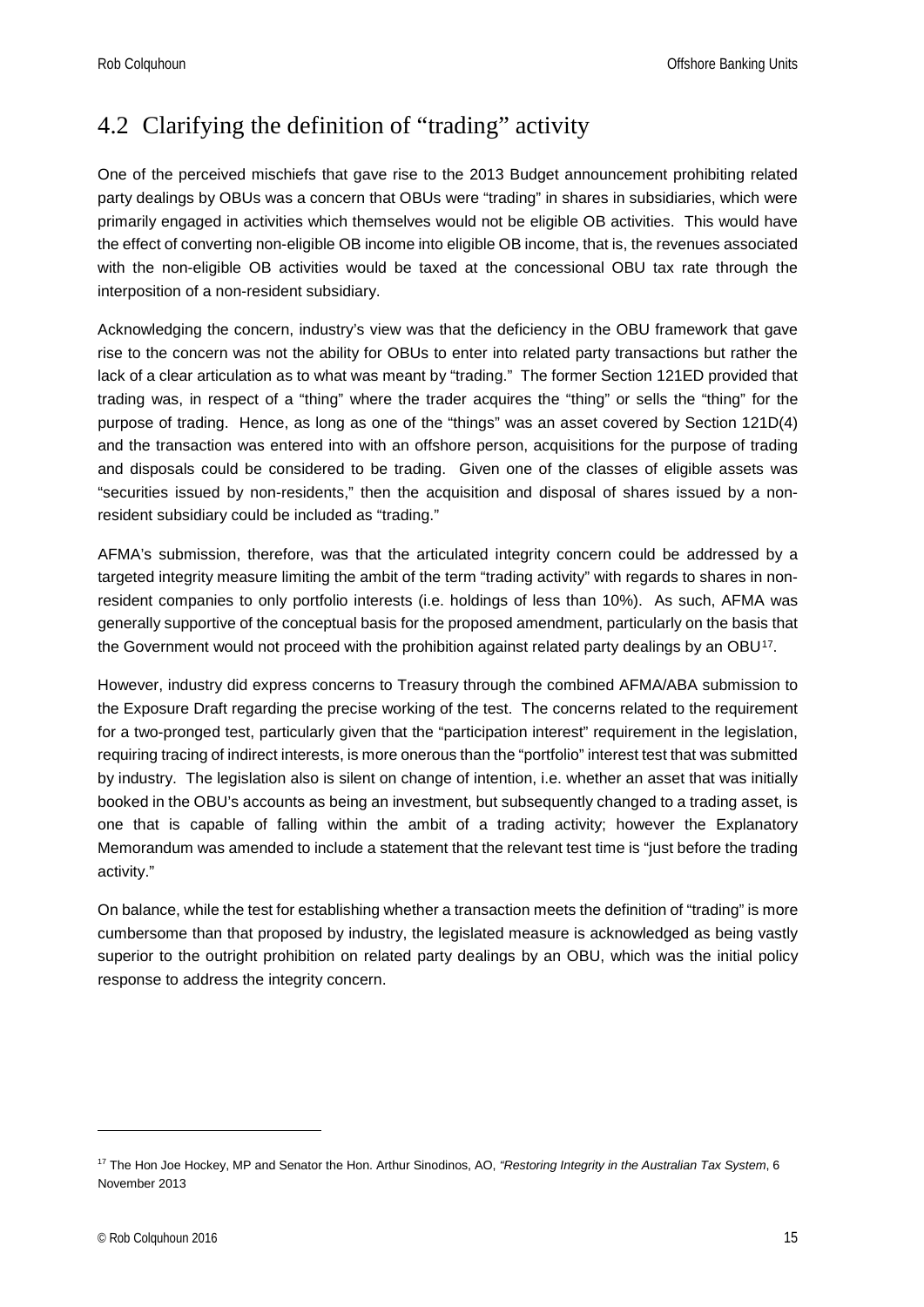## 4.2 Clarifying the definition of "trading" activity

One of the perceived mischiefs that gave rise to the 2013 Budget announcement prohibiting related party dealings by OBUs was a concern that OBUs were "trading" in shares in subsidiaries, which were primarily engaged in activities which themselves would not be eligible OB activities. This would have the effect of converting non-eligible OB income into eligible OB income, that is, the revenues associated with the non-eligible OB activities would be taxed at the concessional OBU tax rate through the interposition of a non-resident subsidiary.

Acknowledging the concern, industry's view was that the deficiency in the OBU framework that gave rise to the concern was not the ability for OBUs to enter into related party transactions but rather the lack of a clear articulation as to what was meant by "trading." The former Section 121ED provided that trading was, in respect of a "thing" where the trader acquires the "thing" or sells the "thing" for the purpose of trading. Hence, as long as one of the "things" was an asset covered by Section 121D(4) and the transaction was entered into with an offshore person, acquisitions for the purpose of trading and disposals could be considered to be trading. Given one of the classes of eligible assets was "securities issued by non-residents," then the acquisition and disposal of shares issued by a non-resident subsidiary could be included as "trading."

AFMA's submission, therefore, was that the articulated integrity concern could be addressed by a targeted integrity measure limiting the ambit of the term "trading activity" with regards to shares in non-resident companies to only portfolio interests (i.e. holdings of less than 10%). As such, AFMA was generally supportive of the conceptual basis for the proposed amendment, particularly on the basis that the Government would not proceed with the prohibition against related party dealings by an OBU[17].

However, industry did express concerns to Treasury through the combined AFMA/ABA submission to the Exposure Draft regarding the precise working of the test. The concerns related to the requirement for a two-pronged test, particularly given that the "participation interest" requirement in the legislation, requiring tracing of indirect interests, is more onerous than the "portfolio" interest test that was submitted by industry. The legislation also is silent on change of intention, i.e. whether an asset that was initially booked in the OBU's accounts as being an investment, but subsequently changed to a trading asset, is one that is capable of falling within the ambit of a trading activity; however the Explanatory Memorandum was amended to include a statement that the relevant test time is "just before the trading activity."

On balance, while the test for establishing whether a transaction meets the definition of "trading" is more cumbersome than that proposed by industry, the legislated measure is acknowledged as being vastly superior to the outright prohibition on related party dealings by an OBU, which was the initial policy response to address the integrity concern.

---

[17] The Hon Joe Hockey, MP and Senator the Hon. Arthur Sinodinos, AO, *"Restoring Integrity in the Australian Tax System*, 6 November 2013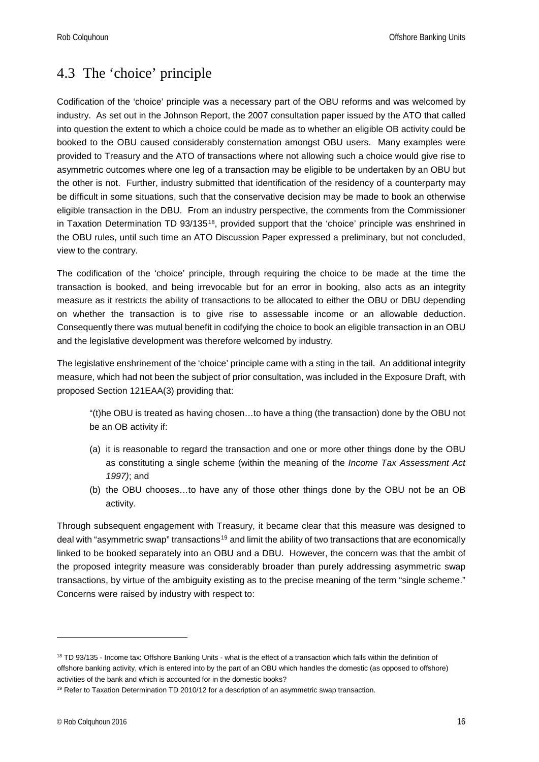## 4.3 The 'choice' principle

Codification of the 'choice' principle was a necessary part of the OBU reforms and was welcomed by industry. As set out in the Johnson Report, the 2007 consultation paper issued by the ATO that called into question the extent to which a choice could be made as to whether an eligible OB activity could be booked to the OBU caused considerably consternation amongst OBU users. Many examples were provided to Treasury and the ATO of transactions where not allowing such a choice would give rise to asymmetric outcomes where one leg of a transaction may be eligible to be undertaken by an OBU but the other is not. Further, industry submitted that identification of the residency of a counterparty may be difficult in some situations, such that the conservative decision may be made to book an otherwise eligible transaction in the DBU. From an industry perspective, the comments from the Commissioner in Taxation Determination TD 93/135[18], provided support that the 'choice' principle was enshrined in the OBU rules, until such time an ATO Discussion Paper expressed a preliminary, but not concluded, view to the contrary.

The codification of the 'choice' principle, through requiring the choice to be made at the time the transaction is booked, and being irrevocable but for an error in booking, also acts as an integrity measure as it restricts the ability of transactions to be allocated to either the OBU or DBU depending on whether the transaction is to give rise to assessable income or an allowable deduction. Consequently there was mutual benefit in codifying the choice to book an eligible transaction in an OBU and the legislative development was therefore welcomed by industry.

The legislative enshrinement of the 'choice' principle came with a sting in the tail. An additional integrity measure, which had not been the subject of prior consultation, was included in the Exposure Draft, with proposed Section 121EAA(3) providing that:

> "(t)he OBU is treated as having chosen…to have a thing (the transaction) done by the OBU not be an OB activity if:
>
> (a) it is reasonable to regard the transaction and one or more other things done by the OBU as constituting a single scheme (within the meaning of the *Income Tax Assessment Act 1997)*; and
> (b) the OBU chooses…to have any of those other things done by the OBU not be an OB activity.

Through subsequent engagement with Treasury, it became clear that this measure was designed to deal with "asymmetric swap" transactions[19] and limit the ability of two transactions that are economically linked to be booked separately into an OBU and a DBU. However, the concern was that the ambit of the proposed integrity measure was considerably broader than purely addressing asymmetric swap transactions, by virtue of the ambiguity existing as to the precise meaning of the term "single scheme." Concerns were raised by industry with respect to:

---

[18] TD 93/135 - Income tax: Offshore Banking Units - what is the effect of a transaction which falls within the definition of offshore banking activity, which is entered into by the part of an OBU which handles the domestic (as opposed to offshore) activities of the bank and which is accounted for in the domestic books?

[19] Refer to Taxation Determination TD 2010/12 for a description of an asymmetric swap transaction.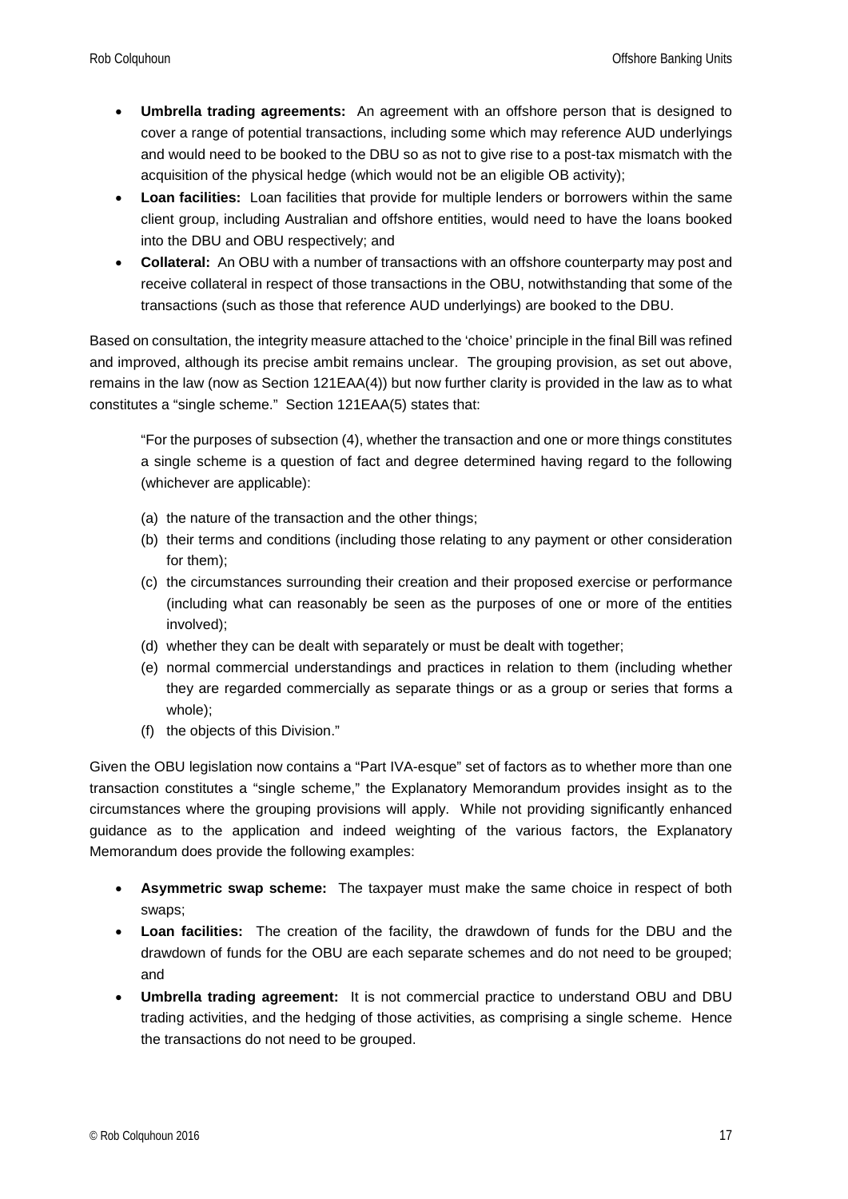- **Umbrella trading agreements:** An agreement with an offshore person that is designed to cover a range of potential transactions, including some which may reference AUD underlyings and would need to be booked to the DBU so as not to give rise to a post-tax mismatch with the acquisition of the physical hedge (which would not be an eligible OB activity);
- **Loan facilities:** Loan facilities that provide for multiple lenders or borrowers within the same client group, including Australian and offshore entities, would need to have the loans booked into the DBU and OBU respectively; and
- **Collateral:** An OBU with a number of transactions with an offshore counterparty may post and receive collateral in respect of those transactions in the OBU, notwithstanding that some of the transactions (such as those that reference AUD underlyings) are booked to the DBU.

Based on consultation, the integrity measure attached to the 'choice' principle in the final Bill was refined and improved, although its precise ambit remains unclear. The grouping provision, as set out above, remains in the law (now as Section 121EAA(4)) but now further clarity is provided in the law as to what constitutes a "single scheme." Section 121EAA(5) states that:

> "For the purposes of subsection (4), whether the transaction and one or more things constitutes a single scheme is a question of fact and degree determined having regard to the following (whichever are applicable):
>
> (a) the nature of the transaction and the other things;
> (b) their terms and conditions (including those relating to any payment or other consideration for them);
> (c) the circumstances surrounding their creation and their proposed exercise or performance (including what can reasonably be seen as the purposes of one or more of the entities involved);
> (d) whether they can be dealt with separately or must be dealt with together;
> (e) normal commercial understandings and practices in relation to them (including whether they are regarded commercially as separate things or as a group or series that forms a whole);
> (f) the objects of this Division."

Given the OBU legislation now contains a "Part IVA-esque" set of factors as to whether more than one transaction constitutes a "single scheme," the Explanatory Memorandum provides insight as to the circumstances where the grouping provisions will apply. While not providing significantly enhanced guidance as to the application and indeed weighting of the various factors, the Explanatory Memorandum does provide the following examples:

- **Asymmetric swap scheme:** The taxpayer must make the same choice in respect of both swaps;
- **Loan facilities:** The creation of the facility, the drawdown of funds for the DBU and the drawdown of funds for the OBU are each separate schemes and do not need to be grouped; and
- **Umbrella trading agreement:** It is not commercial practice to understand OBU and DBU trading activities, and the hedging of those activities, as comprising a single scheme. Hence the transactions do not need to be grouped.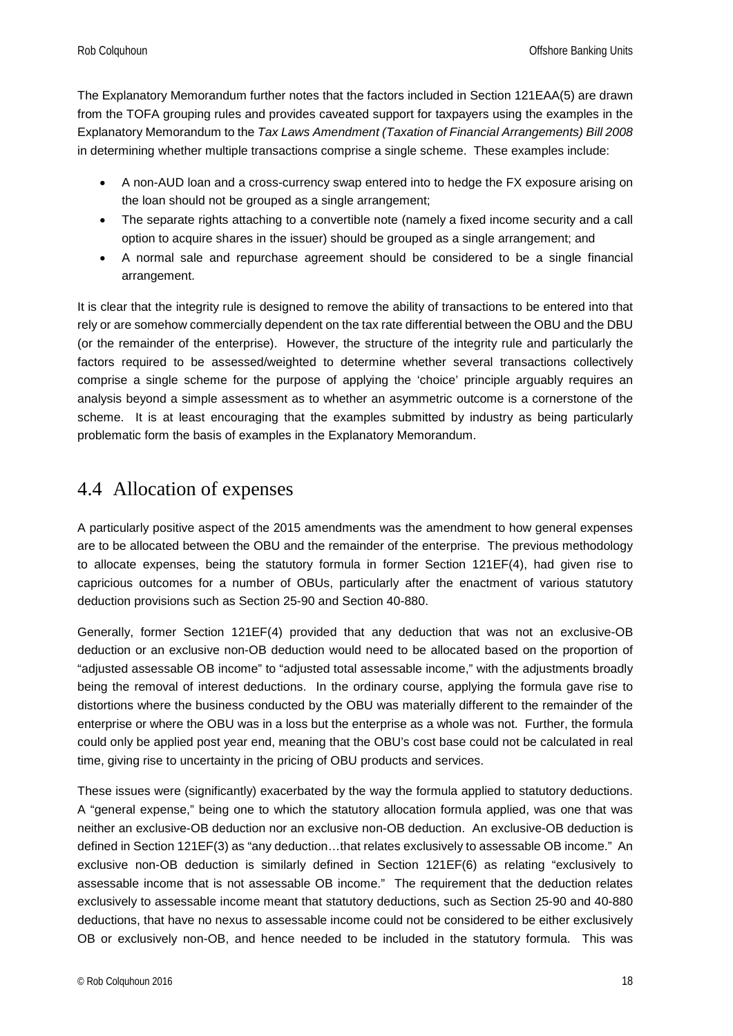The Explanatory Memorandum further notes that the factors included in Section 121EAA(5) are drawn from the TOFA grouping rules and provides caveated support for taxpayers using the examples in the Explanatory Memorandum to the *Tax Laws Amendment (Taxation of Financial Arrangements) Bill 2008* in determining whether multiple transactions comprise a single scheme. These examples include:

- A non-AUD loan and a cross-currency swap entered into to hedge the FX exposure arising on the loan should not be grouped as a single arrangement;
- The separate rights attaching to a convertible note (namely a fixed income security and a call option to acquire shares in the issuer) should be grouped as a single arrangement; and
- A normal sale and repurchase agreement should be considered to be a single financial arrangement.

It is clear that the integrity rule is designed to remove the ability of transactions to be entered into that rely or are somehow commercially dependent on the tax rate differential between the OBU and the DBU (or the remainder of the enterprise). However, the structure of the integrity rule and particularly the factors required to be assessed/weighted to determine whether several transactions collectively comprise a single scheme for the purpose of applying the 'choice' principle arguably requires an analysis beyond a simple assessment as to whether an asymmetric outcome is a cornerstone of the scheme. It is at least encouraging that the examples submitted by industry as being particularly problematic form the basis of examples in the Explanatory Memorandum.

## 4.4 Allocation of expenses

A particularly positive aspect of the 2015 amendments was the amendment to how general expenses are to be allocated between the OBU and the remainder of the enterprise. The previous methodology to allocate expenses, being the statutory formula in former Section 121EF(4), had given rise to capricious outcomes for a number of OBUs, particularly after the enactment of various statutory deduction provisions such as Section 25-90 and Section 40-880.

Generally, former Section 121EF(4) provided that any deduction that was not an exclusive-OB deduction or an exclusive non-OB deduction would need to be allocated based on the proportion of "adjusted assessable OB income" to "adjusted total assessable income," with the adjustments broadly being the removal of interest deductions. In the ordinary course, applying the formula gave rise to distortions where the business conducted by the OBU was materially different to the remainder of the enterprise or where the OBU was in a loss but the enterprise as a whole was not. Further, the formula could only be applied post year end, meaning that the OBU's cost base could not be calculated in real time, giving rise to uncertainty in the pricing of OBU products and services.

These issues were (significantly) exacerbated by the way the formula applied to statutory deductions. A "general expense," being one to which the statutory allocation formula applied, was one that was neither an exclusive-OB deduction nor an exclusive non-OB deduction. An exclusive-OB deduction is defined in Section 121EF(3) as "any deduction…that relates exclusively to assessable OB income." An exclusive non-OB deduction is similarly defined in Section 121EF(6) as relating "exclusively to assessable income that is not assessable OB income." The requirement that the deduction relates exclusively to assessable income meant that statutory deductions, such as Section 25-90 and 40-880 deductions, that have no nexus to assessable income could not be considered to be either exclusively OB or exclusively non-OB, and hence needed to be included in the statutory formula. This was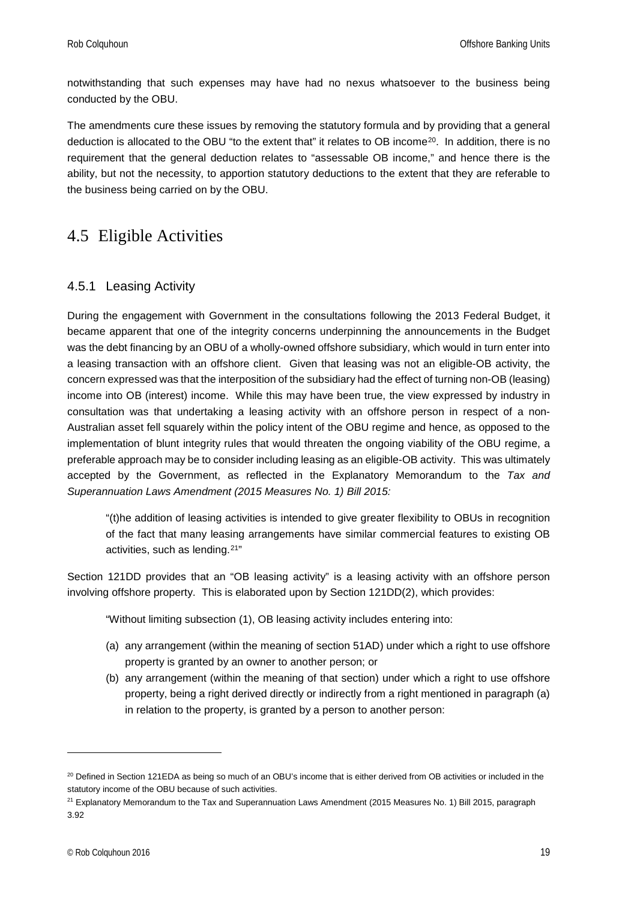notwithstanding that such expenses may have had no nexus whatsoever to the business being conducted by the OBU.

The amendments cure these issues by removing the statutory formula and by providing that a general deduction is allocated to the OBU "to the extent that" it relates to OB income[20]. In addition, there is no requirement that the general deduction relates to "assessable OB income," and hence there is the ability, but not the necessity, to apportion statutory deductions to the extent that they are referable to the business being carried on by the OBU.

## 4.5 Eligible Activities

### 4.5.1 Leasing Activity

During the engagement with Government in the consultations following the 2013 Federal Budget, it became apparent that one of the integrity concerns underpinning the announcements in the Budget was the debt financing by an OBU of a wholly-owned offshore subsidiary, which would in turn enter into a leasing transaction with an offshore client. Given that leasing was not an eligible-OB activity, the concern expressed was that the interposition of the subsidiary had the effect of turning non-OB (leasing) income into OB (interest) income. While this may have been true, the view expressed by industry in consultation was that undertaking a leasing activity with an offshore person in respect of a non-Australian asset fell squarely within the policy intent of the OBU regime and hence, as opposed to the implementation of blunt integrity rules that would threaten the ongoing viability of the OBU regime, a preferable approach may be to consider including leasing as an eligible-OB activity. This was ultimately accepted by the Government, as reflected in the Explanatory Memorandum to the *Tax and Superannuation Laws Amendment (2015 Measures No. 1) Bill 2015:*

> "(t)he addition of leasing activities is intended to give greater flexibility to OBUs in recognition of the fact that many leasing arrangements have similar commercial features to existing OB activities, such as lending.[21]"

Section 121DD provides that an "OB leasing activity" is a leasing activity with an offshore person involving offshore property. This is elaborated upon by Section 121DD(2), which provides:

> "Without limiting subsection (1), OB leasing activity includes entering into:
>
> (a) any arrangement (within the meaning of section 51AD) under which a right to use offshore property is granted by an owner to another person; or
> (b) any arrangement (within the meaning of that section) under which a right to use offshore property, being a right derived directly or indirectly from a right mentioned in paragraph (a) in relation to the property, is granted by a person to another person:

---

[20] Defined in Section 121EDA as being so much of an OBU's income that is either derived from OB activities or included in the statutory income of the OBU because of such activities.

[21] Explanatory Memorandum to the Tax and Superannuation Laws Amendment (2015 Measures No. 1) Bill 2015, paragraph 3.92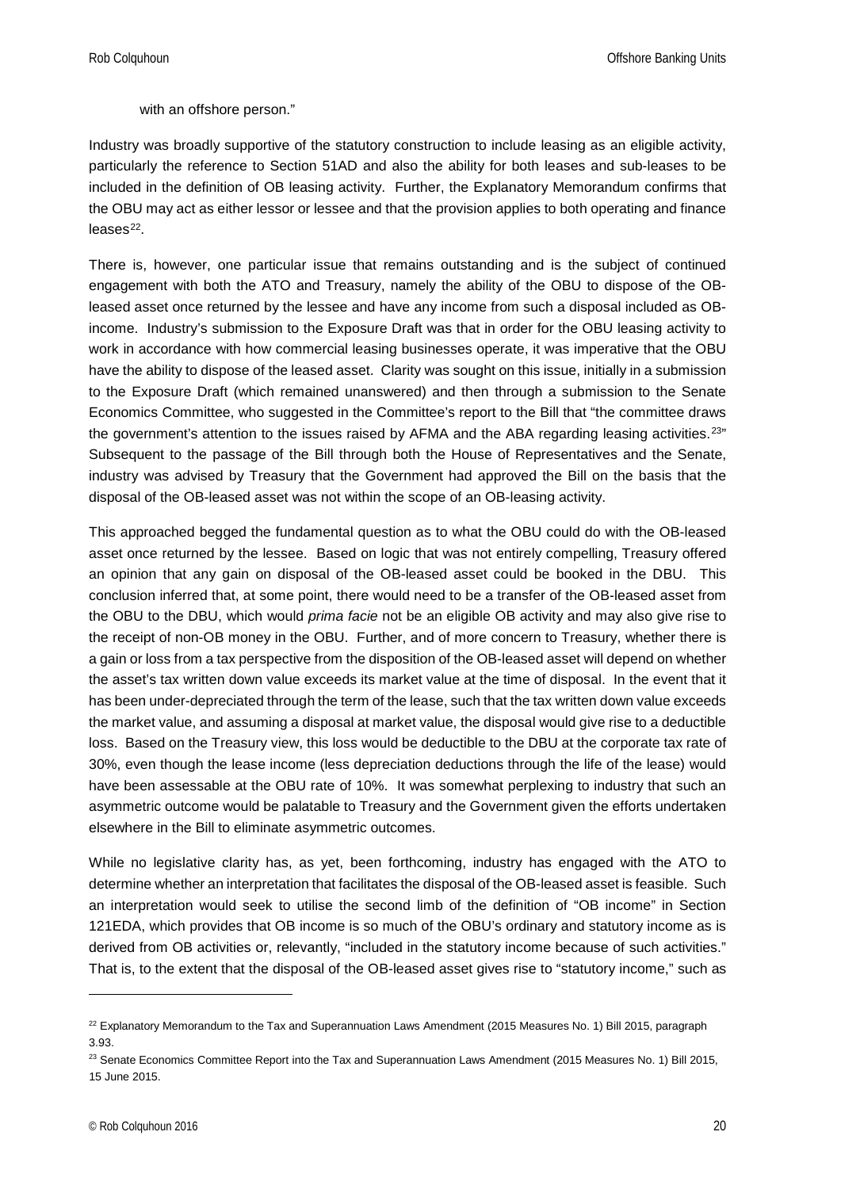with an offshore person."

Industry was broadly supportive of the statutory construction to include leasing as an eligible activity, particularly the reference to Section 51AD and also the ability for both leases and sub-leases to be included in the definition of OB leasing activity. Further, the Explanatory Memorandum confirms that the OBU may act as either lessor or lessee and that the provision applies to both operating and finance leases[22].

There is, however, one particular issue that remains outstanding and is the subject of continued engagement with both the ATO and Treasury, namely the ability of the OBU to dispose of the OB-leased asset once returned by the lessee and have any income from such a disposal included as OB-income. Industry's submission to the Exposure Draft was that in order for the OBU leasing activity to work in accordance with how commercial leasing businesses operate, it was imperative that the OBU have the ability to dispose of the leased asset. Clarity was sought on this issue, initially in a submission to the Exposure Draft (which remained unanswered) and then through a submission to the Senate Economics Committee, who suggested in the Committee's report to the Bill that "the committee draws the government's attention to the issues raised by AFMA and the ABA regarding leasing activities.[23]" Subsequent to the passage of the Bill through both the House of Representatives and the Senate, industry was advised by Treasury that the Government had approved the Bill on the basis that the disposal of the OB-leased asset was not within the scope of an OB-leasing activity.

This approached begged the fundamental question as to what the OBU could do with the OB-leased asset once returned by the lessee. Based on logic that was not entirely compelling, Treasury offered an opinion that any gain on disposal of the OB-leased asset could be booked in the DBU. This conclusion inferred that, at some point, there would need to be a transfer of the OB-leased asset from the OBU to the DBU, which would *prima facie* not be an eligible OB activity and may also give rise to the receipt of non-OB money in the OBU. Further, and of more concern to Treasury, whether there is a gain or loss from a tax perspective from the disposition of the OB-leased asset will depend on whether the asset's tax written down value exceeds its market value at the time of disposal. In the event that it has been under-depreciated through the term of the lease, such that the tax written down value exceeds the market value, and assuming a disposal at market value, the disposal would give rise to a deductible loss. Based on the Treasury view, this loss would be deductible to the DBU at the corporate tax rate of 30%, even though the lease income (less depreciation deductions through the life of the lease) would have been assessable at the OBU rate of 10%. It was somewhat perplexing to industry that such an asymmetric outcome would be palatable to Treasury and the Government given the efforts undertaken elsewhere in the Bill to eliminate asymmetric outcomes.

While no legislative clarity has, as yet, been forthcoming, industry has engaged with the ATO to determine whether an interpretation that facilitates the disposal of the OB-leased asset is feasible. Such an interpretation would seek to utilise the second limb of the definition of "OB income" in Section 121EDA, which provides that OB income is so much of the OBU's ordinary and statutory income as is derived from OB activities or, relevantly, "included in the statutory income because of such activities." That is, to the extent that the disposal of the OB-leased asset gives rise to "statutory income," such as

---

[22] Explanatory Memorandum to the Tax and Superannuation Laws Amendment (2015 Measures No. 1) Bill 2015, paragraph 3.93.

[23] Senate Economics Committee Report into the Tax and Superannuation Laws Amendment (2015 Measures No. 1) Bill 2015, 15 June 2015.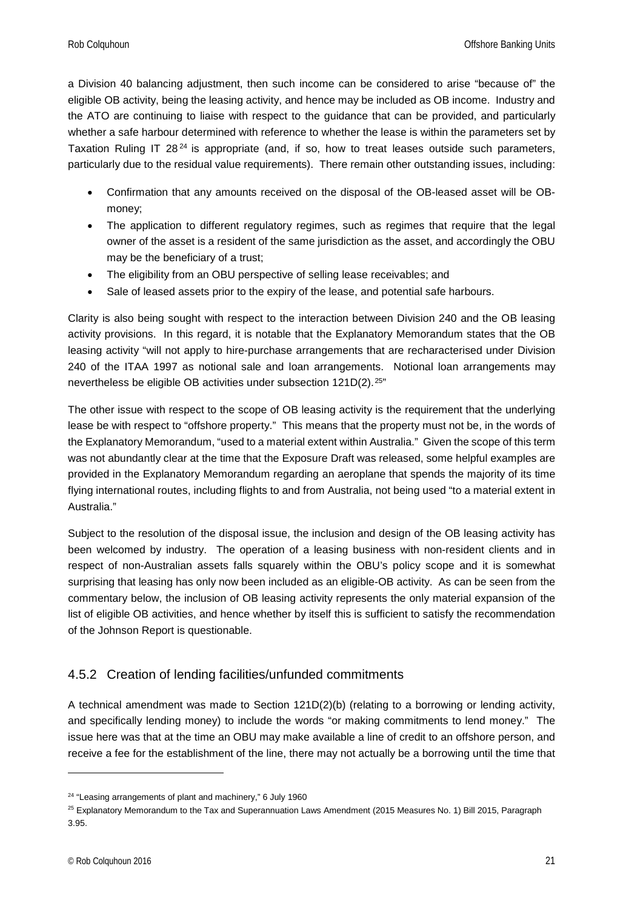a Division 40 balancing adjustment, then such income can be considered to arise "because of" the eligible OB activity, being the leasing activity, and hence may be included as OB income. Industry and the ATO are continuing to liaise with respect to the guidance that can be provided, and particularly whether a safe harbour determined with reference to whether the lease is within the parameters set by Taxation Ruling IT 28[24] is appropriate (and, if so, how to treat leases outside such parameters, particularly due to the residual value requirements). There remain other outstanding issues, including:

- Confirmation that any amounts received on the disposal of the OB-leased asset will be OB-money;
- The application to different regulatory regimes, such as regimes that require that the legal owner of the asset is a resident of the same jurisdiction as the asset, and accordingly the OBU may be the beneficiary of a trust;
- The eligibility from an OBU perspective of selling lease receivables; and
- Sale of leased assets prior to the expiry of the lease, and potential safe harbours.

Clarity is also being sought with respect to the interaction between Division 240 and the OB leasing activity provisions. In this regard, it is notable that the Explanatory Memorandum states that the OB leasing activity "will not apply to hire-purchase arrangements that are recharacterised under Division 240 of the ITAA 1997 as notional sale and loan arrangements. Notional loan arrangements may nevertheless be eligible OB activities under subsection 121D(2).[25]"

The other issue with respect to the scope of OB leasing activity is the requirement that the underlying lease be with respect to "offshore property." This means that the property must not be, in the words of the Explanatory Memorandum, "used to a material extent within Australia." Given the scope of this term was not abundantly clear at the time that the Exposure Draft was released, some helpful examples are provided in the Explanatory Memorandum regarding an aeroplane that spends the majority of its time flying international routes, including flights to and from Australia, not being used "to a material extent in Australia."

Subject to the resolution of the disposal issue, the inclusion and design of the OB leasing activity has been welcomed by industry. The operation of a leasing business with non-resident clients and in respect of non-Australian assets falls squarely within the OBU's policy scope and it is somewhat surprising that leasing has only now been included as an eligible-OB activity. As can be seen from the commentary below, the inclusion of OB leasing activity represents the only material expansion of the list of eligible OB activities, and hence whether by itself this is sufficient to satisfy the recommendation of the Johnson Report is questionable.

### 4.5.2 Creation of lending facilities/unfunded commitments

A technical amendment was made to Section 121D(2)(b) (relating to a borrowing or lending activity, and specifically lending money) to include the words "or making commitments to lend money." The issue here was that at the time an OBU may make available a line of credit to an offshore person, and receive a fee for the establishment of the line, there may not actually be a borrowing until the time that

---

[24] "Leasing arrangements of plant and machinery," 6 July 1960

[25] Explanatory Memorandum to the Tax and Superannuation Laws Amendment (2015 Measures No. 1) Bill 2015, Paragraph 3.95.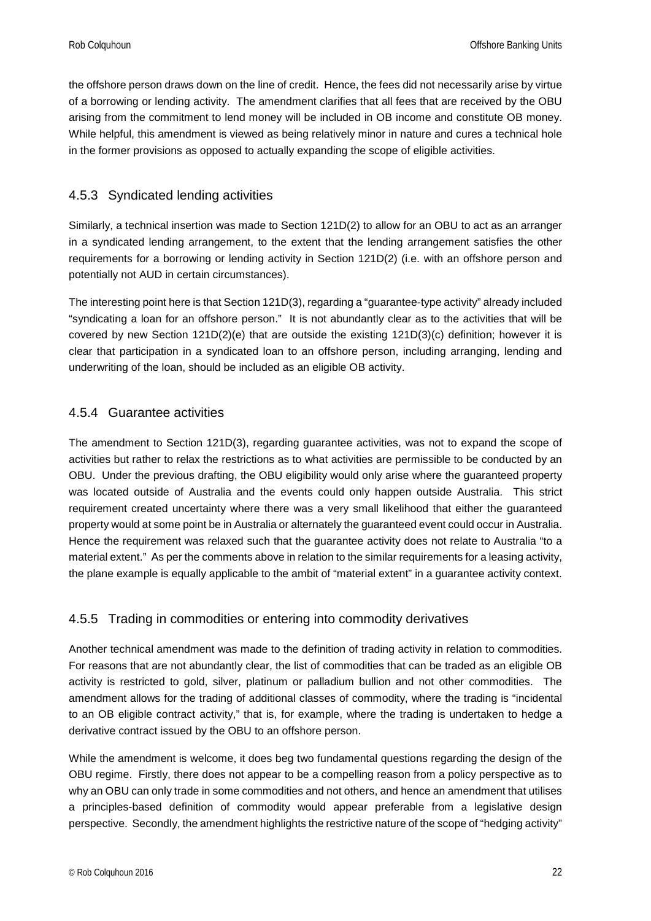the offshore person draws down on the line of credit. Hence, the fees did not necessarily arise by virtue of a borrowing or lending activity. The amendment clarifies that all fees that are received by the OBU arising from the commitment to lend money will be included in OB income and constitute OB money. While helpful, this amendment is viewed as being relatively minor in nature and cures a technical hole in the former provisions as opposed to actually expanding the scope of eligible activities.

### 4.5.3 Syndicated lending activities

Similarly, a technical insertion was made to Section 121D(2) to allow for an OBU to act as an arranger in a syndicated lending arrangement, to the extent that the lending arrangement satisfies the other requirements for a borrowing or lending activity in Section 121D(2) (i.e. with an offshore person and potentially not AUD in certain circumstances).

The interesting point here is that Section 121D(3), regarding a "guarantee-type activity" already included "syndicating a loan for an offshore person." It is not abundantly clear as to the activities that will be covered by new Section 121D(2)(e) that are outside the existing 121D(3)(c) definition; however it is clear that participation in a syndicated loan to an offshore person, including arranging, lending and underwriting of the loan, should be included as an eligible OB activity.

### 4.5.4 Guarantee activities

The amendment to Section 121D(3), regarding guarantee activities, was not to expand the scope of activities but rather to relax the restrictions as to what activities are permissible to be conducted by an OBU. Under the previous drafting, the OBU eligibility would only arise where the guaranteed property was located outside of Australia and the events could only happen outside Australia. This strict requirement created uncertainty where there was a very small likelihood that either the guaranteed property would at some point be in Australia or alternately the guaranteed event could occur in Australia. Hence the requirement was relaxed such that the guarantee activity does not relate to Australia "to a material extent." As per the comments above in relation to the similar requirements for a leasing activity, the plane example is equally applicable to the ambit of "material extent" in a guarantee activity context.

### 4.5.5 Trading in commodities or entering into commodity derivatives

Another technical amendment was made to the definition of trading activity in relation to commodities. For reasons that are not abundantly clear, the list of commodities that can be traded as an eligible OB activity is restricted to gold, silver, platinum or palladium bullion and not other commodities. The amendment allows for the trading of additional classes of commodity, where the trading is "incidental to an OB eligible contract activity," that is, for example, where the trading is undertaken to hedge a derivative contract issued by the OBU to an offshore person.

While the amendment is welcome, it does beg two fundamental questions regarding the design of the OBU regime. Firstly, there does not appear to be a compelling reason from a policy perspective as to why an OBU can only trade in some commodities and not others, and hence an amendment that utilises a principles-based definition of commodity would appear preferable from a legislative design perspective. Secondly, the amendment highlights the restrictive nature of the scope of "hedging activity"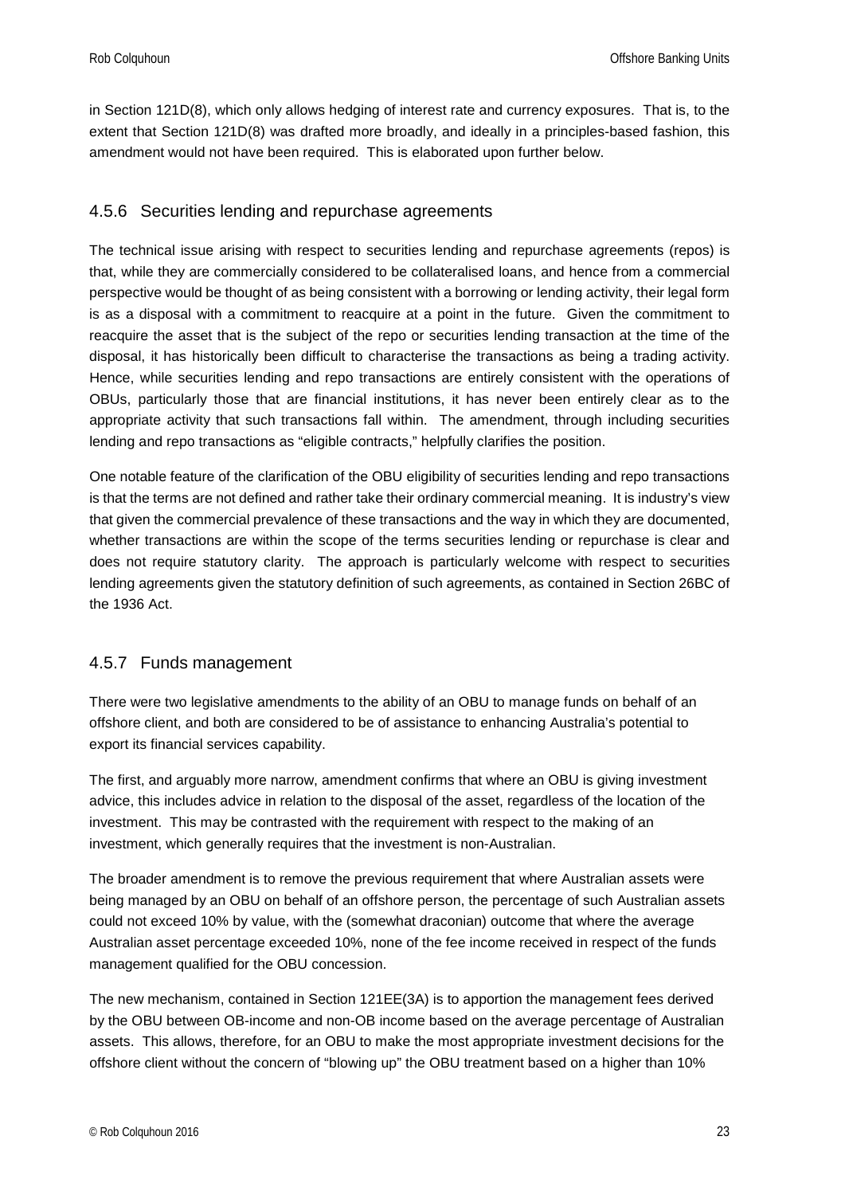in Section 121D(8), which only allows hedging of interest rate and currency exposures. That is, to the extent that Section 121D(8) was drafted more broadly, and ideally in a principles-based fashion, this amendment would not have been required. This is elaborated upon further below.

### 4.5.6 Securities lending and repurchase agreements

The technical issue arising with respect to securities lending and repurchase agreements (repos) is that, while they are commercially considered to be collateralised loans, and hence from a commercial perspective would be thought of as being consistent with a borrowing or lending activity, their legal form is as a disposal with a commitment to reacquire at a point in the future. Given the commitment to reacquire the asset that is the subject of the repo or securities lending transaction at the time of the disposal, it has historically been difficult to characterise the transactions as being a trading activity. Hence, while securities lending and repo transactions are entirely consistent with the operations of OBUs, particularly those that are financial institutions, it has never been entirely clear as to the appropriate activity that such transactions fall within. The amendment, through including securities lending and repo transactions as "eligible contracts," helpfully clarifies the position.

One notable feature of the clarification of the OBU eligibility of securities lending and repo transactions is that the terms are not defined and rather take their ordinary commercial meaning. It is industry's view that given the commercial prevalence of these transactions and the way in which they are documented, whether transactions are within the scope of the terms securities lending or repurchase is clear and does not require statutory clarity. The approach is particularly welcome with respect to securities lending agreements given the statutory definition of such agreements, as contained in Section 26BC of the 1936 Act.

### 4.5.7 Funds management

There were two legislative amendments to the ability of an OBU to manage funds on behalf of an offshore client, and both are considered to be of assistance to enhancing Australia's potential to export its financial services capability.

The first, and arguably more narrow, amendment confirms that where an OBU is giving investment advice, this includes advice in relation to the disposal of the asset, regardless of the location of the investment. This may be contrasted with the requirement with respect to the making of an investment, which generally requires that the investment is non-Australian.

The broader amendment is to remove the previous requirement that where Australian assets were being managed by an OBU on behalf of an offshore person, the percentage of such Australian assets could not exceed 10% by value, with the (somewhat draconian) outcome that where the average Australian asset percentage exceeded 10%, none of the fee income received in respect of the funds management qualified for the OBU concession.

The new mechanism, contained in Section 121EE(3A) is to apportion the management fees derived by the OBU between OB-income and non-OB income based on the average percentage of Australian assets. This allows, therefore, for an OBU to make the most appropriate investment decisions for the offshore client without the concern of "blowing up" the OBU treatment based on a higher than 10%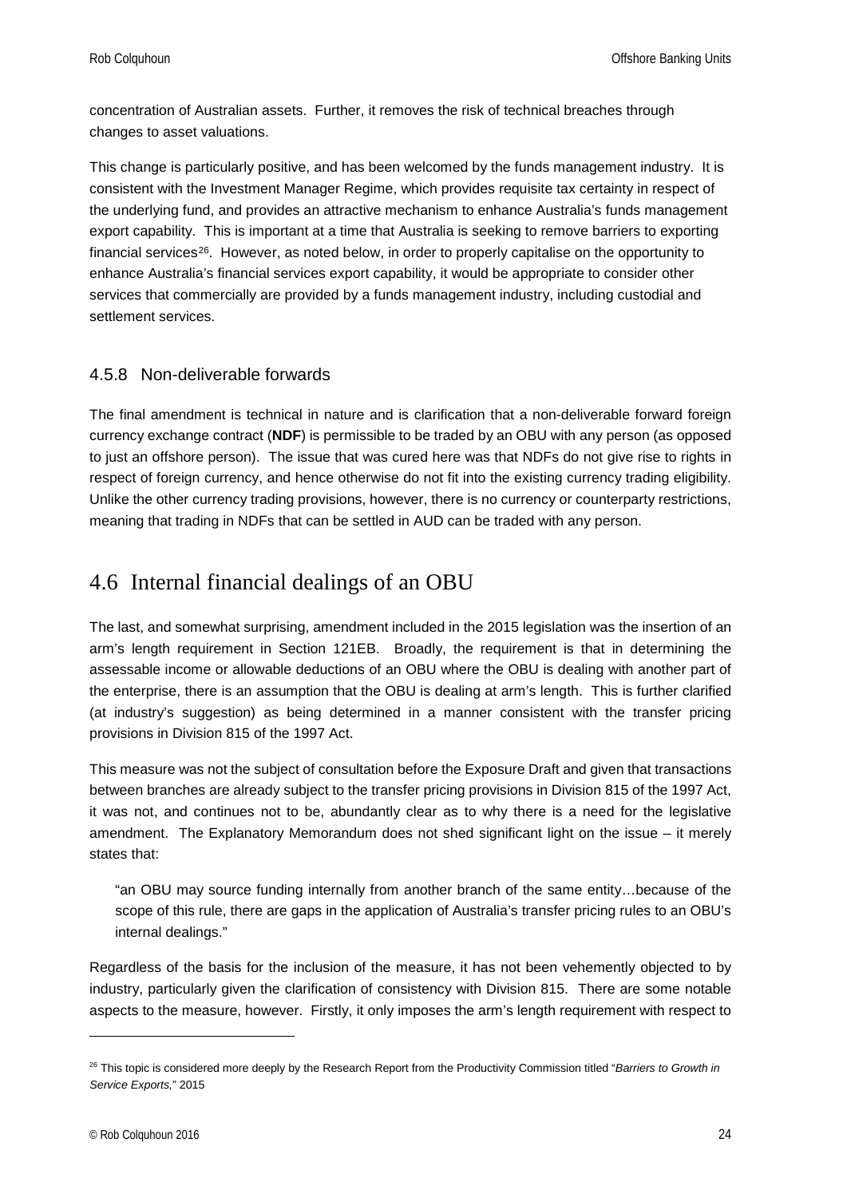concentration of Australian assets. Further, it removes the risk of technical breaches through changes to asset valuations.

This change is particularly positive, and has been welcomed by the funds management industry. It is consistent with the Investment Manager Regime, which provides requisite tax certainty in respect of the underlying fund, and provides an attractive mechanism to enhance Australia's funds management export capability. This is important at a time that Australia is seeking to remove barriers to exporting financial services[26]. However, as noted below, in order to properly capitalise on the opportunity to enhance Australia's financial services export capability, it would be appropriate to consider other services that commercially are provided by a funds management industry, including custodial and settlement services.

### 4.5.8 Non-deliverable forwards

The final amendment is technical in nature and is clarification that a non-deliverable forward foreign currency exchange contract (**NDF**) is permissible to be traded by an OBU with any person (as opposed to just an offshore person). The issue that was cured here was that NDFs do not give rise to rights in respect of foreign currency, and hence otherwise do not fit into the existing currency trading eligibility. Unlike the other currency trading provisions, however, there is no currency or counterparty restrictions, meaning that trading in NDFs that can be settled in AUD can be traded with any person.

## 4.6 Internal financial dealings of an OBU

The last, and somewhat surprising, amendment included in the 2015 legislation was the insertion of an arm's length requirement in Section 121EB. Broadly, the requirement is that in determining the assessable income or allowable deductions of an OBU where the OBU is dealing with another part of the enterprise, there is an assumption that the OBU is dealing at arm's length. This is further clarified (at industry's suggestion) as being determined in a manner consistent with the transfer pricing provisions in Division 815 of the 1997 Act.

This measure was not the subject of consultation before the Exposure Draft and given that transactions between branches are already subject to the transfer pricing provisions in Division 815 of the 1997 Act, it was not, and continues not to be, abundantly clear as to why there is a need for the legislative amendment. The Explanatory Memorandum does not shed significant light on the issue – it merely states that:

> "an OBU may source funding internally from another branch of the same entity…because of the scope of this rule, there are gaps in the application of Australia's transfer pricing rules to an OBU's internal dealings."

Regardless of the basis for the inclusion of the measure, it has not been vehemently objected to by industry, particularly given the clarification of consistency with Division 815. There are some notable aspects to the measure, however. Firstly, it only imposes the arm's length requirement with respect to

---

[26] This topic is considered more deeply by the Research Report from the Productivity Commission titled "*Barriers to Growth in Service Exports,*" 2015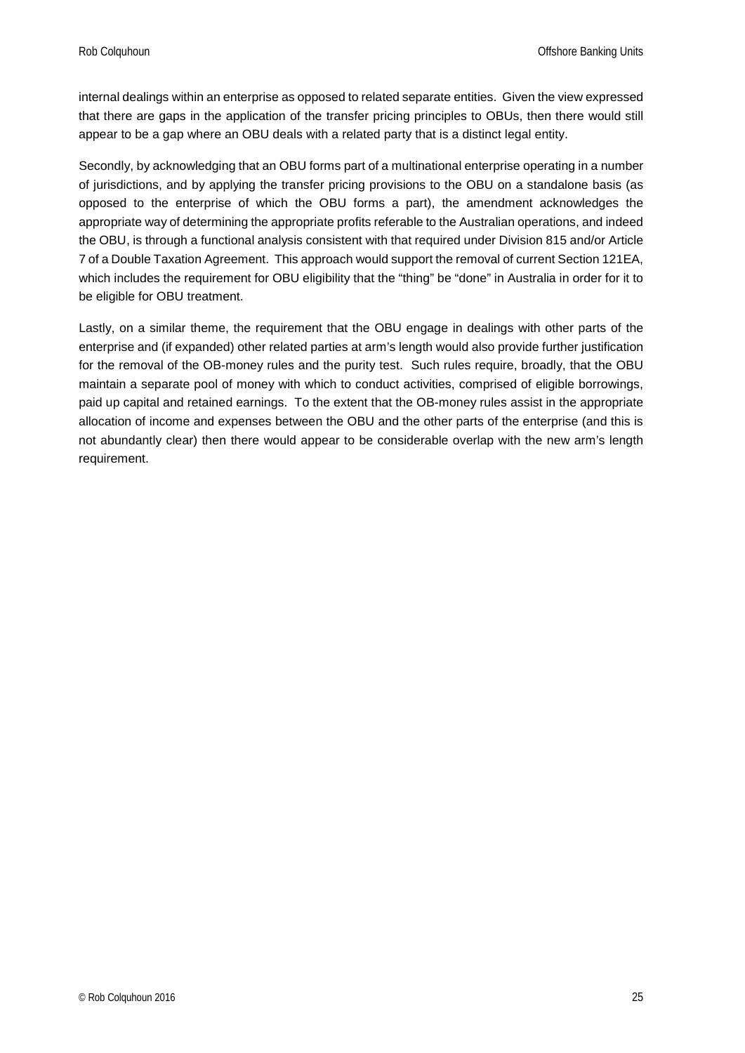internal dealings within an enterprise as opposed to related separate entities. Given the view expressed that there are gaps in the application of the transfer pricing principles to OBUs, then there would still appear to be a gap where an OBU deals with a related party that is a distinct legal entity.

Secondly, by acknowledging that an OBU forms part of a multinational enterprise operating in a number of jurisdictions, and by applying the transfer pricing provisions to the OBU on a standalone basis (as opposed to the enterprise of which the OBU forms a part), the amendment acknowledges the appropriate way of determining the appropriate profits referable to the Australian operations, and indeed the OBU, is through a functional analysis consistent with that required under Division 815 and/or Article 7 of a Double Taxation Agreement. This approach would support the removal of current Section 121EA, which includes the requirement for OBU eligibility that the "thing" be "done" in Australia in order for it to be eligible for OBU treatment.

Lastly, on a similar theme, the requirement that the OBU engage in dealings with other parts of the enterprise and (if expanded) other related parties at arm's length would also provide further justification for the removal of the OB-money rules and the purity test. Such rules require, broadly, that the OBU maintain a separate pool of money with which to conduct activities, comprised of eligible borrowings, paid up capital and retained earnings. To the extent that the OB-money rules assist in the appropriate allocation of income and expenses between the OBU and the other parts of the enterprise (and this is not abundantly clear) then there would appear to be considerable overlap with the new arm's length requirement.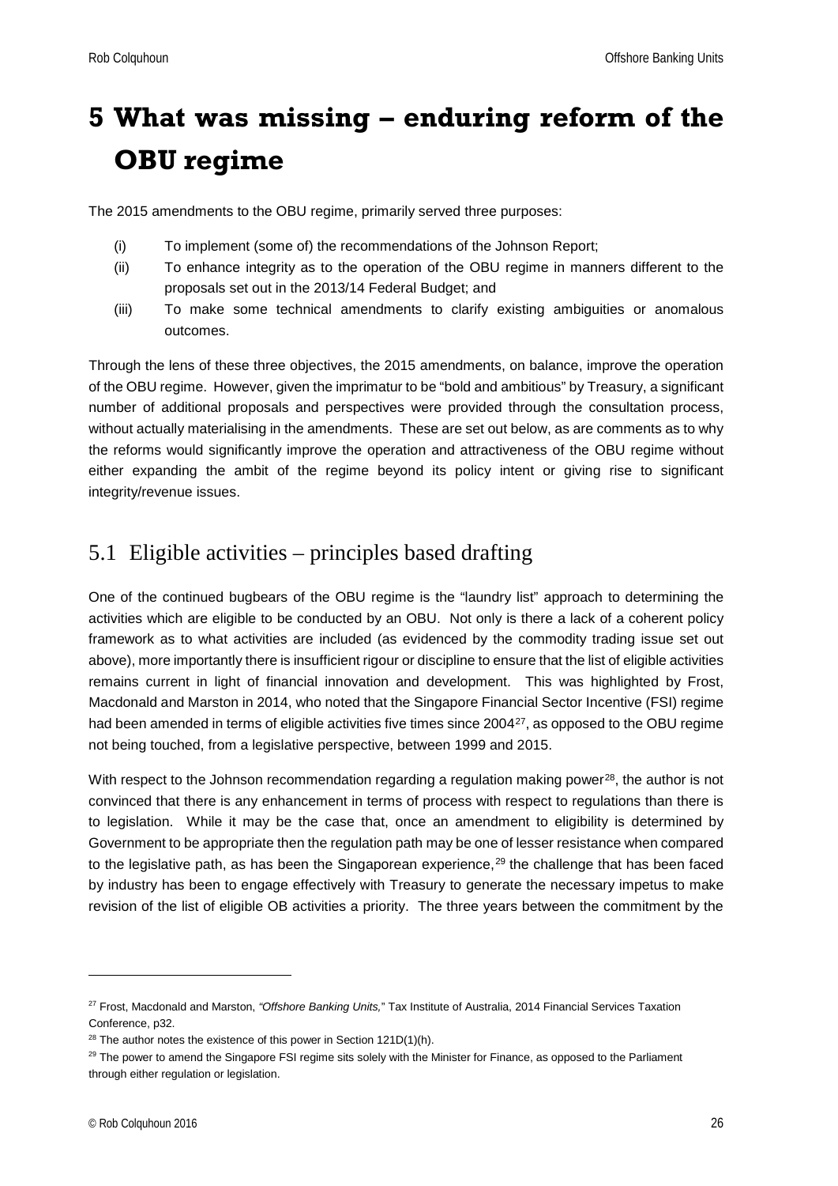# 5 What was missing – enduring reform of the OBU regime

The 2015 amendments to the OBU regime, primarily served three purposes:

(i) To implement (some of) the recommendations of the Johnson Report;

(ii) To enhance integrity as to the operation of the OBU regime in manners different to the proposals set out in the 2013/14 Federal Budget; and

(iii) To make some technical amendments to clarify existing ambiguities or anomalous outcomes.

Through the lens of these three objectives, the 2015 amendments, on balance, improve the operation of the OBU regime. However, given the imprimatur to be "bold and ambitious" by Treasury, a significant number of additional proposals and perspectives were provided through the consultation process, without actually materialising in the amendments. These are set out below, as are comments as to why the reforms would significantly improve the operation and attractiveness of the OBU regime without either expanding the ambit of the regime beyond its policy intent or giving rise to significant integrity/revenue issues.

## 5.1 Eligible activities – principles based drafting

One of the continued bugbears of the OBU regime is the "laundry list" approach to determining the activities which are eligible to be conducted by an OBU. Not only is there a lack of a coherent policy framework as to what activities are included (as evidenced by the commodity trading issue set out above), more importantly there is insufficient rigour or discipline to ensure that the list of eligible activities remains current in light of financial innovation and development. This was highlighted by Frost, Macdonald and Marston in 2014, who noted that the Singapore Financial Sector Incentive (FSI) regime had been amended in terms of eligible activities five times since 2004[27], as opposed to the OBU regime not being touched, from a legislative perspective, between 1999 and 2015.

With respect to the Johnson recommendation regarding a regulation making power[28], the author is not convinced that there is any enhancement in terms of process with respect to regulations than there is to legislation. While it may be the case that, once an amendment to eligibility is determined by Government to be appropriate then the regulation path may be one of lesser resistance when compared to the legislative path, as has been the Singaporean experience,[29] the challenge that has been faced by industry has been to engage effectively with Treasury to generate the necessary impetus to make revision of the list of eligible OB activities a priority. The three years between the commitment by the

---

[27] Frost, Macdonald and Marston, *"Offshore Banking Units,"* Tax Institute of Australia, 2014 Financial Services Taxation Conference, p32.

[28] The author notes the existence of this power in Section 121D(1)(h).

[29] The power to amend the Singapore FSI regime sits solely with the Minister for Finance, as opposed to the Parliament through either regulation or legislation.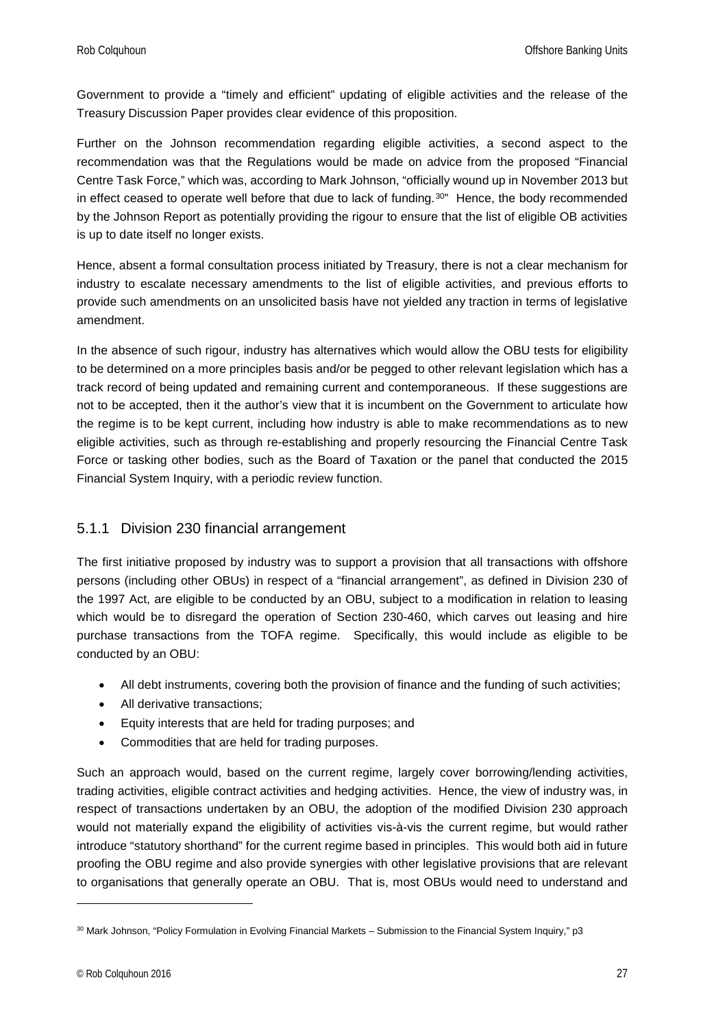Government to provide a "timely and efficient" updating of eligible activities and the release of the Treasury Discussion Paper provides clear evidence of this proposition.

Further on the Johnson recommendation regarding eligible activities, a second aspect to the recommendation was that the Regulations would be made on advice from the proposed "Financial Centre Task Force," which was, according to Mark Johnson, "officially wound up in November 2013 but in effect ceased to operate well before that due to lack of funding.[30]" Hence, the body recommended by the Johnson Report as potentially providing the rigour to ensure that the list of eligible OB activities is up to date itself no longer exists.

Hence, absent a formal consultation process initiated by Treasury, there is not a clear mechanism for industry to escalate necessary amendments to the list of eligible activities, and previous efforts to provide such amendments on an unsolicited basis have not yielded any traction in terms of legislative amendment.

In the absence of such rigour, industry has alternatives which would allow the OBU tests for eligibility to be determined on a more principles basis and/or be pegged to other relevant legislation which has a track record of being updated and remaining current and contemporaneous. If these suggestions are not to be accepted, then it the author's view that it is incumbent on the Government to articulate how the regime is to be kept current, including how industry is able to make recommendations as to new eligible activities, such as through re-establishing and properly resourcing the Financial Centre Task Force or tasking other bodies, such as the Board of Taxation or the panel that conducted the 2015 Financial System Inquiry, with a periodic review function.

### 5.1.1 Division 230 financial arrangement

The first initiative proposed by industry was to support a provision that all transactions with offshore persons (including other OBUs) in respect of a "financial arrangement", as defined in Division 230 of the 1997 Act, are eligible to be conducted by an OBU, subject to a modification in relation to leasing which would be to disregard the operation of Section 230-460, which carves out leasing and hire purchase transactions from the TOFA regime. Specifically, this would include as eligible to be conducted by an OBU:

- All debt instruments, covering both the provision of finance and the funding of such activities;
- All derivative transactions;
- Equity interests that are held for trading purposes; and
- Commodities that are held for trading purposes.

Such an approach would, based on the current regime, largely cover borrowing/lending activities, trading activities, eligible contract activities and hedging activities. Hence, the view of industry was, in respect of transactions undertaken by an OBU, the adoption of the modified Division 230 approach would not materially expand the eligibility of activities vis-à-vis the current regime, but would rather introduce "statutory shorthand" for the current regime based in principles. This would both aid in future proofing the OBU regime and also provide synergies with other legislative provisions that are relevant to organisations that generally operate an OBU. That is, most OBUs would need to understand and

[30] Mark Johnson, "Policy Formulation in Evolving Financial Markets – Submission to the Financial System Inquiry," p3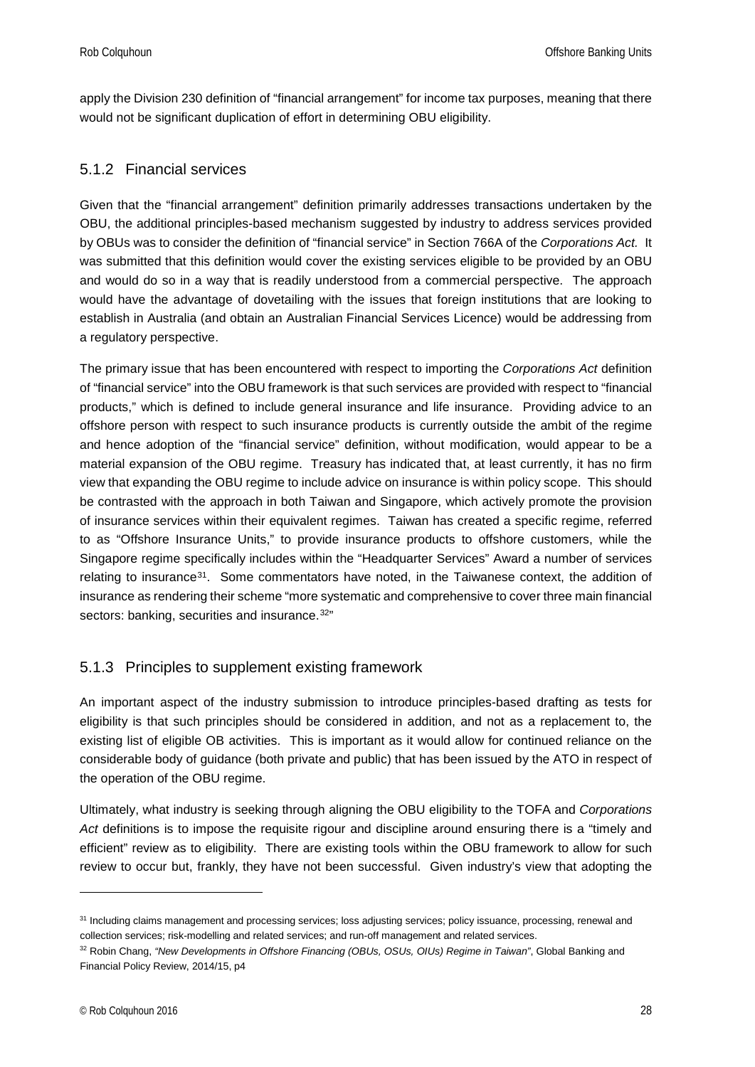apply the Division 230 definition of "financial arrangement" for income tax purposes, meaning that there would not be significant duplication of effort in determining OBU eligibility.

### 5.1.2 Financial services

Given that the "financial arrangement" definition primarily addresses transactions undertaken by the OBU, the additional principles-based mechanism suggested by industry to address services provided by OBUs was to consider the definition of "financial service" in Section 766A of the *Corporations Act.* It was submitted that this definition would cover the existing services eligible to be provided by an OBU and would do so in a way that is readily understood from a commercial perspective. The approach would have the advantage of dovetailing with the issues that foreign institutions that are looking to establish in Australia (and obtain an Australian Financial Services Licence) would be addressing from a regulatory perspective.

The primary issue that has been encountered with respect to importing the *Corporations Act* definition of "financial service" into the OBU framework is that such services are provided with respect to "financial products," which is defined to include general insurance and life insurance. Providing advice to an offshore person with respect to such insurance products is currently outside the ambit of the regime and hence adoption of the "financial service" definition, without modification, would appear to be a material expansion of the OBU regime. Treasury has indicated that, at least currently, it has no firm view that expanding the OBU regime to include advice on insurance is within policy scope. This should be contrasted with the approach in both Taiwan and Singapore, which actively promote the provision of insurance services within their equivalent regimes. Taiwan has created a specific regime, referred to as "Offshore Insurance Units," to provide insurance products to offshore customers, while the Singapore regime specifically includes within the "Headquarter Services" Award a number of services relating to insurance[31]. Some commentators have noted, in the Taiwanese context, the addition of insurance as rendering their scheme "more systematic and comprehensive to cover three main financial sectors: banking, securities and insurance.[32]"

### 5.1.3 Principles to supplement existing framework

An important aspect of the industry submission to introduce principles-based drafting as tests for eligibility is that such principles should be considered in addition, and not as a replacement to, the existing list of eligible OB activities. This is important as it would allow for continued reliance on the considerable body of guidance (both private and public) that has been issued by the ATO in respect of the operation of the OBU regime.

Ultimately, what industry is seeking through aligning the OBU eligibility to the TOFA and *Corporations Act* definitions is to impose the requisite rigour and discipline around ensuring there is a "timely and efficient" review as to eligibility. There are existing tools within the OBU framework to allow for such review to occur but, frankly, they have not been successful. Given industry's view that adopting the

---

[31] Including claims management and processing services; loss adjusting services; policy issuance, processing, renewal and collection services; risk-modelling and related services; and run-off management and related services.

[32] Robin Chang, *"New Developments in Offshore Financing (OBUs, OSUs, OIUs) Regime in Taiwan"*, Global Banking and Financial Policy Review, 2014/15, p4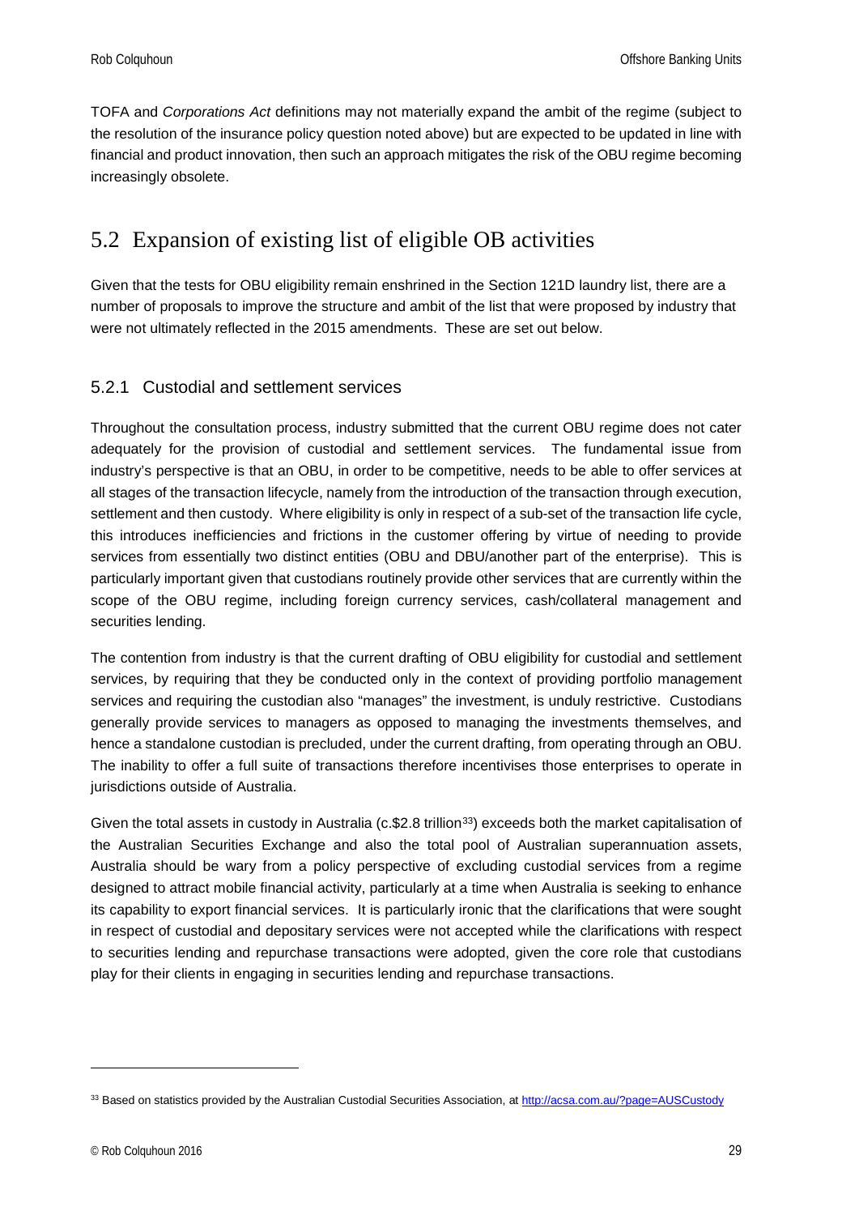TOFA and *Corporations Act* definitions may not materially expand the ambit of the regime (subject to the resolution of the insurance policy question noted above) but are expected to be updated in line with financial and product innovation, then such an approach mitigates the risk of the OBU regime becoming increasingly obsolete.

## 5.2 Expansion of existing list of eligible OB activities

Given that the tests for OBU eligibility remain enshrined in the Section 121D laundry list, there are a number of proposals to improve the structure and ambit of the list that were proposed by industry that were not ultimately reflected in the 2015 amendments. These are set out below.

### 5.2.1 Custodial and settlement services

Throughout the consultation process, industry submitted that the current OBU regime does not cater adequately for the provision of custodial and settlement services. The fundamental issue from industry's perspective is that an OBU, in order to be competitive, needs to be able to offer services at all stages of the transaction lifecycle, namely from the introduction of the transaction through execution, settlement and then custody. Where eligibility is only in respect of a sub-set of the transaction life cycle, this introduces inefficiencies and frictions in the customer offering by virtue of needing to provide services from essentially two distinct entities (OBU and DBU/another part of the enterprise). This is particularly important given that custodians routinely provide other services that are currently within the scope of the OBU regime, including foreign currency services, cash/collateral management and securities lending.

The contention from industry is that the current drafting of OBU eligibility for custodial and settlement services, by requiring that they be conducted only in the context of providing portfolio management services and requiring the custodian also "manages" the investment, is unduly restrictive. Custodians generally provide services to managers as opposed to managing the investments themselves, and hence a standalone custodian is precluded, under the current drafting, from operating through an OBU. The inability to offer a full suite of transactions therefore incentivises those enterprises to operate in jurisdictions outside of Australia.

Given the total assets in custody in Australia (c.$2.8 trillion[33]) exceeds both the market capitalisation of the Australian Securities Exchange and also the total pool of Australian superannuation assets, Australia should be wary from a policy perspective of excluding custodial services from a regime designed to attract mobile financial activity, particularly at a time when Australia is seeking to enhance its capability to export financial services. It is particularly ironic that the clarifications that were sought in respect of custodial and depositary services were not accepted while the clarifications with respect to securities lending and repurchase transactions were adopted, given the core role that custodians play for their clients in engaging in securities lending and repurchase transactions.

---

[33] Based on statistics provided by the Australian Custodial Securities Association, at http://acsa.com.au/?page=AUSCustody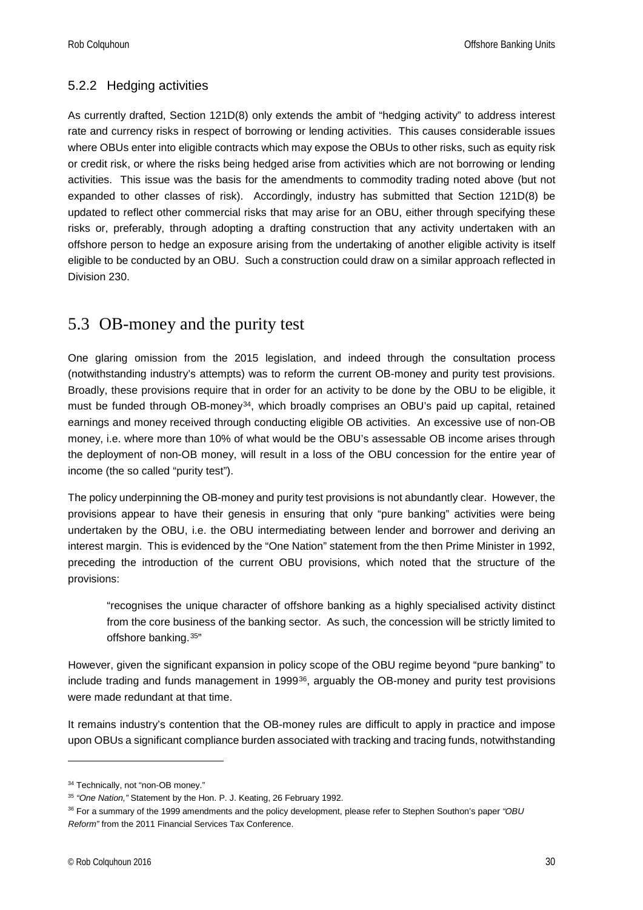### 5.2.2 Hedging activities

As currently drafted, Section 121D(8) only extends the ambit of "hedging activity" to address interest rate and currency risks in respect of borrowing or lending activities. This causes considerable issues where OBUs enter into eligible contracts which may expose the OBUs to other risks, such as equity risk or credit risk, or where the risks being hedged arise from activities which are not borrowing or lending activities. This issue was the basis for the amendments to commodity trading noted above (but not expanded to other classes of risk). Accordingly, industry has submitted that Section 121D(8) be updated to reflect other commercial risks that may arise for an OBU, either through specifying these risks or, preferably, through adopting a drafting construction that any activity undertaken with an offshore person to hedge an exposure arising from the undertaking of another eligible activity is itself eligible to be conducted by an OBU. Such a construction could draw on a similar approach reflected in Division 230.

## 5.3 OB-money and the purity test

One glaring omission from the 2015 legislation, and indeed through the consultation process (notwithstanding industry's attempts) was to reform the current OB-money and purity test provisions. Broadly, these provisions require that in order for an activity to be done by the OBU to be eligible, it must be funded through OB-money[34], which broadly comprises an OBU's paid up capital, retained earnings and money received through conducting eligible OB activities. An excessive use of non-OB money, i.e. where more than 10% of what would be the OBU's assessable OB income arises through the deployment of non-OB money, will result in a loss of the OBU concession for the entire year of income (the so called "purity test").

The policy underpinning the OB-money and purity test provisions is not abundantly clear. However, the provisions appear to have their genesis in ensuring that only "pure banking" activities were being undertaken by the OBU, i.e. the OBU intermediating between lender and borrower and deriving an interest margin. This is evidenced by the "One Nation" statement from the then Prime Minister in 1992, preceding the introduction of the current OBU provisions, which noted that the structure of the provisions:

> "recognises the unique character of offshore banking as a highly specialised activity distinct from the core business of the banking sector. As such, the concession will be strictly limited to offshore banking.[35]"

However, given the significant expansion in policy scope of the OBU regime beyond "pure banking" to include trading and funds management in 1999[36], arguably the OB-money and purity test provisions were made redundant at that time.

It remains industry's contention that the OB-money rules are difficult to apply in practice and impose upon OBUs a significant compliance burden associated with tracking and tracing funds, notwithstanding

---

[34] Technically, not "non-OB money."

[35] *"One Nation,"* Statement by the Hon. P. J. Keating, 26 February 1992.

[36] For a summary of the 1999 amendments and the policy development, please refer to Stephen Southon's paper *"OBU Reform"* from the 2011 Financial Services Tax Conference.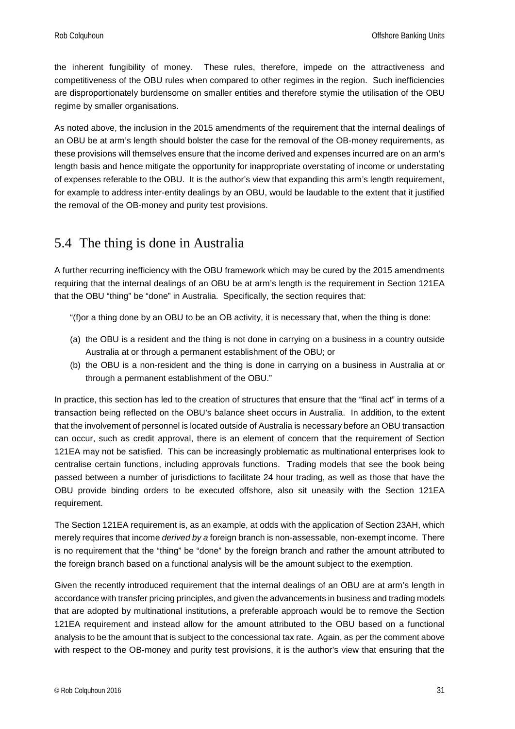the inherent fungibility of money. These rules, therefore, impede on the attractiveness and competitiveness of the OBU rules when compared to other regimes in the region. Such inefficiencies are disproportionately burdensome on smaller entities and therefore stymie the utilisation of the OBU regime by smaller organisations.

As noted above, the inclusion in the 2015 amendments of the requirement that the internal dealings of an OBU be at arm's length should bolster the case for the removal of the OB-money requirements, as these provisions will themselves ensure that the income derived and expenses incurred are on an arm's length basis and hence mitigate the opportunity for inappropriate overstating of income or understating of expenses referable to the OBU. It is the author's view that expanding this arm's length requirement, for example to address inter-entity dealings by an OBU, would be laudable to the extent that it justified the removal of the OB-money and purity test provisions.

## 5.4 The thing is done in Australia

A further recurring inefficiency with the OBU framework which may be cured by the 2015 amendments requiring that the internal dealings of an OBU be at arm's length is the requirement in Section 121EA that the OBU "thing" be "done" in Australia. Specifically, the section requires that:

> "(f)or a thing done by an OBU to be an OB activity, it is necessary that, when the thing is done:
>
> (a) the OBU is a resident and the thing is not done in carrying on a business in a country outside Australia at or through a permanent establishment of the OBU; or
> (b) the OBU is a non-resident and the thing is done in carrying on a business in Australia at or through a permanent establishment of the OBU."

In practice, this section has led to the creation of structures that ensure that the "final act" in terms of a transaction being reflected on the OBU's balance sheet occurs in Australia. In addition, to the extent that the involvement of personnel is located outside of Australia is necessary before an OBU transaction can occur, such as credit approval, there is an element of concern that the requirement of Section 121EA may not be satisfied. This can be increasingly problematic as multinational enterprises look to centralise certain functions, including approvals functions. Trading models that see the book being passed between a number of jurisdictions to facilitate 24 hour trading, as well as those that have the OBU provide binding orders to be executed offshore, also sit uneasily with the Section 121EA requirement.

The Section 121EA requirement is, as an example, at odds with the application of Section 23AH, which merely requires that income *derived by a* foreign branch is non-assessable, non-exempt income. There is no requirement that the "thing" be "done" by the foreign branch and rather the amount attributed to the foreign branch based on a functional analysis will be the amount subject to the exemption.

Given the recently introduced requirement that the internal dealings of an OBU are at arm's length in accordance with transfer pricing principles, and given the advancements in business and trading models that are adopted by multinational institutions, a preferable approach would be to remove the Section 121EA requirement and instead allow for the amount attributed to the OBU based on a functional analysis to be the amount that is subject to the concessional tax rate. Again, as per the comment above with respect to the OB-money and purity test provisions, it is the author's view that ensuring that the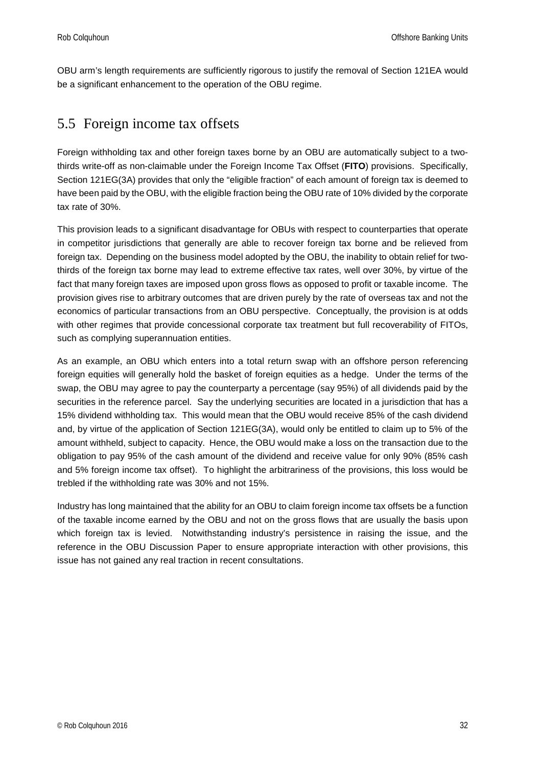OBU arm's length requirements are sufficiently rigorous to justify the removal of Section 121EA would be a significant enhancement to the operation of the OBU regime.

## 5.5 Foreign income tax offsets

Foreign withholding tax and other foreign taxes borne by an OBU are automatically subject to a two-thirds write-off as non-claimable under the Foreign Income Tax Offset (**FITO**) provisions. Specifically, Section 121EG(3A) provides that only the "eligible fraction" of each amount of foreign tax is deemed to have been paid by the OBU, with the eligible fraction being the OBU rate of 10% divided by the corporate tax rate of 30%.

This provision leads to a significant disadvantage for OBUs with respect to counterparties that operate in competitor jurisdictions that generally are able to recover foreign tax borne and be relieved from foreign tax. Depending on the business model adopted by the OBU, the inability to obtain relief for two-thirds of the foreign tax borne may lead to extreme effective tax rates, well over 30%, by virtue of the fact that many foreign taxes are imposed upon gross flows as opposed to profit or taxable income. The provision gives rise to arbitrary outcomes that are driven purely by the rate of overseas tax and not the economics of particular transactions from an OBU perspective. Conceptually, the provision is at odds with other regimes that provide concessional corporate tax treatment but full recoverability of FITOs, such as complying superannuation entities.

As an example, an OBU which enters into a total return swap with an offshore person referencing foreign equities will generally hold the basket of foreign equities as a hedge. Under the terms of the swap, the OBU may agree to pay the counterparty a percentage (say 95%) of all dividends paid by the securities in the reference parcel. Say the underlying securities are located in a jurisdiction that has a 15% dividend withholding tax. This would mean that the OBU would receive 85% of the cash dividend and, by virtue of the application of Section 121EG(3A), would only be entitled to claim up to 5% of the amount withheld, subject to capacity. Hence, the OBU would make a loss on the transaction due to the obligation to pay 95% of the cash amount of the dividend and receive value for only 90% (85% cash and 5% foreign income tax offset). To highlight the arbitrariness of the provisions, this loss would be trebled if the withholding rate was 30% and not 15%.

Industry has long maintained that the ability for an OBU to claim foreign income tax offsets be a function of the taxable income earned by the OBU and not on the gross flows that are usually the basis upon which foreign tax is levied. Notwithstanding industry's persistence in raising the issue, and the reference in the OBU Discussion Paper to ensure appropriate interaction with other provisions, this issue has not gained any real traction in recent consultations.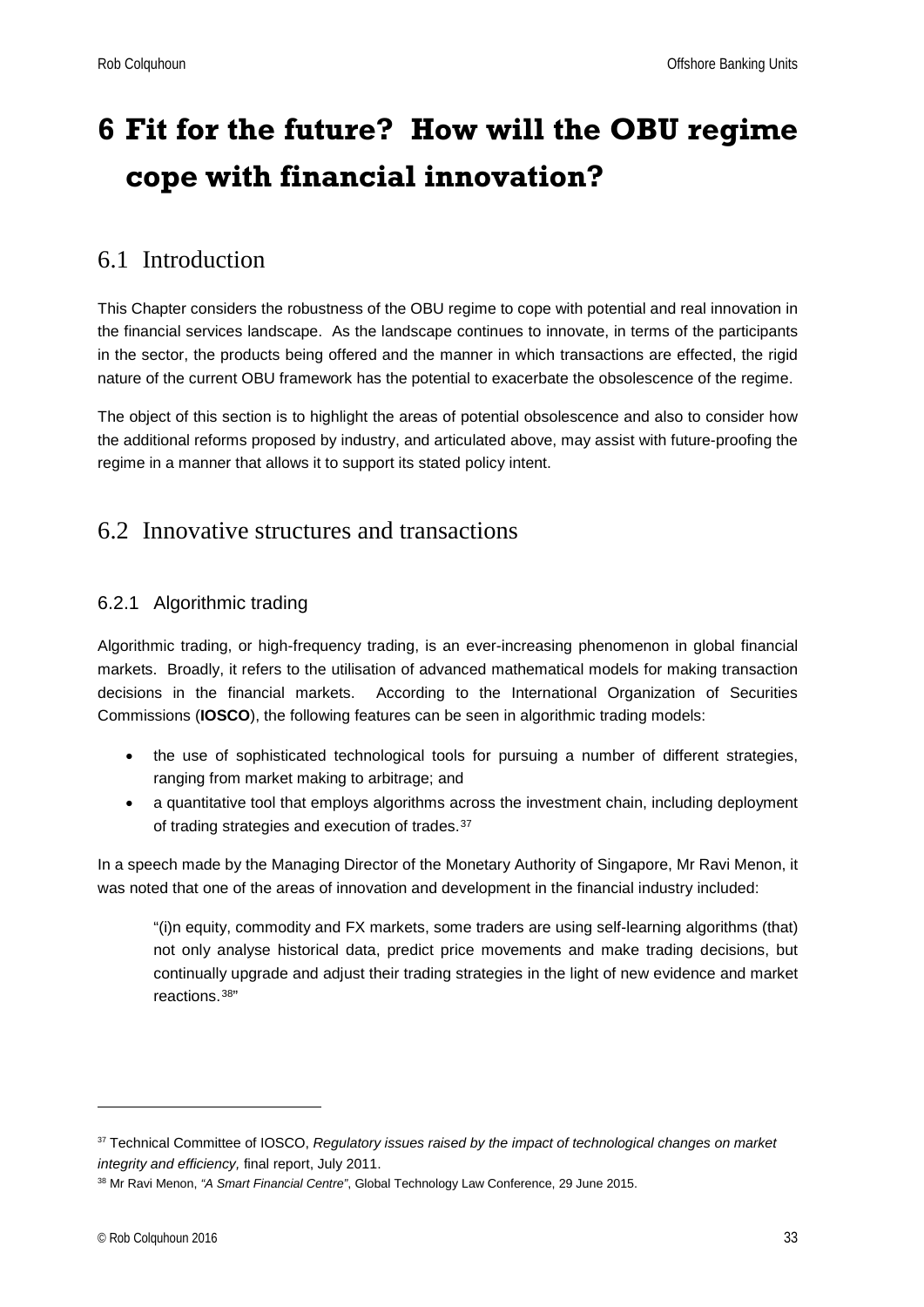# 6 Fit for the future? How will the OBU regime cope with financial innovation?

## 6.1 Introduction

This Chapter considers the robustness of the OBU regime to cope with potential and real innovation in the financial services landscape. As the landscape continues to innovate, in terms of the participants in the sector, the products being offered and the manner in which transactions are effected, the rigid nature of the current OBU framework has the potential to exacerbate the obsolescence of the regime.

The object of this section is to highlight the areas of potential obsolescence and also to consider how the additional reforms proposed by industry, and articulated above, may assist with future-proofing the regime in a manner that allows it to support its stated policy intent.

## 6.2 Innovative structures and transactions

### 6.2.1 Algorithmic trading

Algorithmic trading, or high-frequency trading, is an ever-increasing phenomenon in global financial markets. Broadly, it refers to the utilisation of advanced mathematical models for making transaction decisions in the financial markets. According to the International Organization of Securities Commissions (**IOSCO**), the following features can be seen in algorithmic trading models:

- the use of sophisticated technological tools for pursuing a number of different strategies, ranging from market making to arbitrage; and
- a quantitative tool that employs algorithms across the investment chain, including deployment of trading strategies and execution of trades.[37]

In a speech made by the Managing Director of the Monetary Authority of Singapore, Mr Ravi Menon, it was noted that one of the areas of innovation and development in the financial industry included:

> "(i)n equity, commodity and FX markets, some traders are using self-learning algorithms (that) not only analyse historical data, predict price movements and make trading decisions, but continually upgrade and adjust their trading strategies in the light of new evidence and market reactions.[38]"

---

[37] Technical Committee of IOSCO, *Regulatory issues raised by the impact of technological changes on market integrity and efficiency,* final report, July 2011.

[38] Mr Ravi Menon, *"A Smart Financial Centre"*, Global Technology Law Conference, 29 June 2015.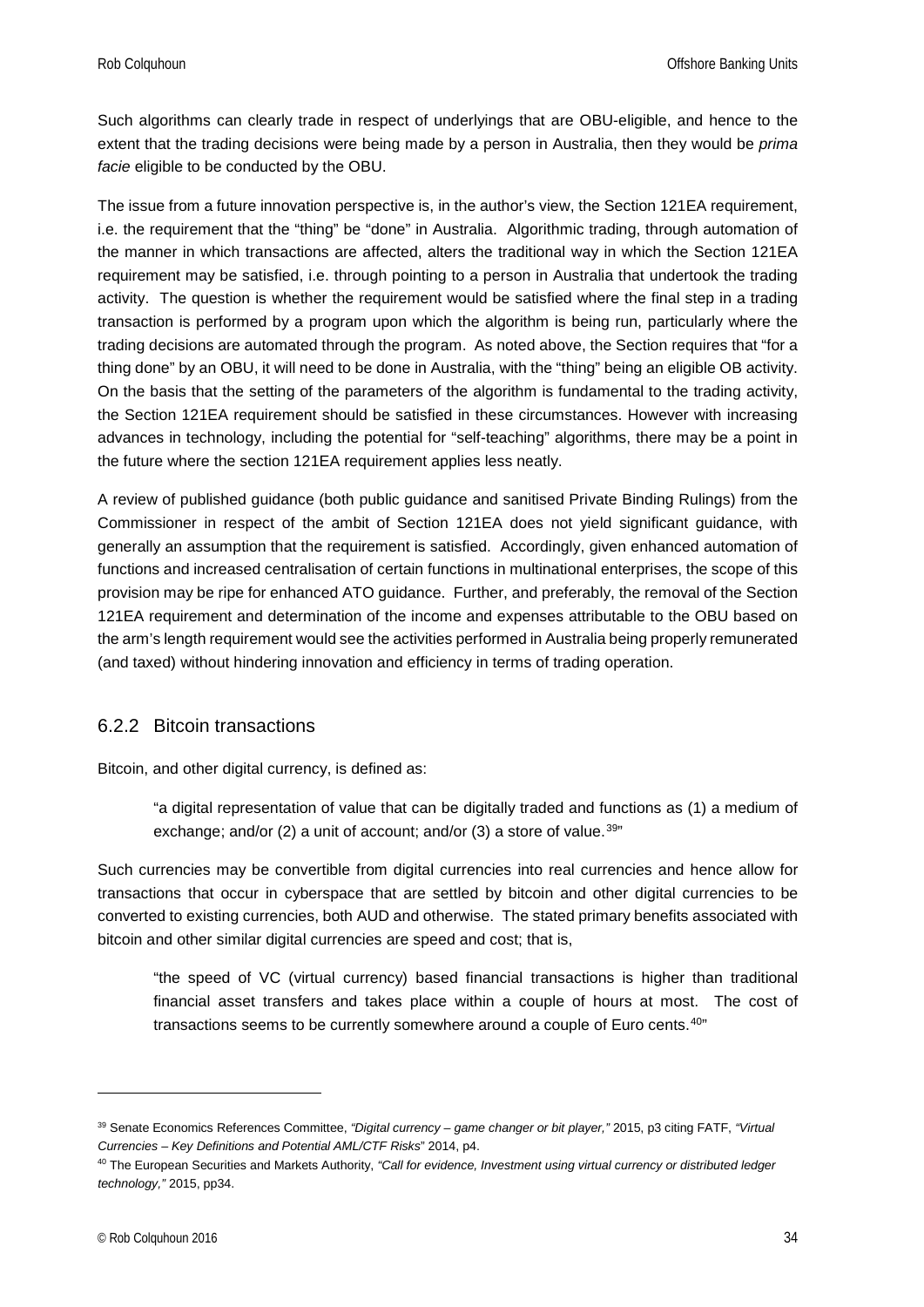Such algorithms can clearly trade in respect of underlyings that are OBU-eligible, and hence to the extent that the trading decisions were being made by a person in Australia, then they would be *prima facie* eligible to be conducted by the OBU.

The issue from a future innovation perspective is, in the author's view, the Section 121EA requirement, i.e. the requirement that the "thing" be "done" in Australia. Algorithmic trading, through automation of the manner in which transactions are affected, alters the traditional way in which the Section 121EA requirement may be satisfied, i.e. through pointing to a person in Australia that undertook the trading activity. The question is whether the requirement would be satisfied where the final step in a trading transaction is performed by a program upon which the algorithm is being run, particularly where the trading decisions are automated through the program. As noted above, the Section requires that "for a thing done" by an OBU, it will need to be done in Australia, with the "thing" being an eligible OB activity. On the basis that the setting of the parameters of the algorithm is fundamental to the trading activity, the Section 121EA requirement should be satisfied in these circumstances. However with increasing advances in technology, including the potential for "self-teaching" algorithms, there may be a point in the future where the section 121EA requirement applies less neatly.

A review of published guidance (both public guidance and sanitised Private Binding Rulings) from the Commissioner in respect of the ambit of Section 121EA does not yield significant guidance, with generally an assumption that the requirement is satisfied. Accordingly, given enhanced automation of functions and increased centralisation of certain functions in multinational enterprises, the scope of this provision may be ripe for enhanced ATO guidance. Further, and preferably, the removal of the Section 121EA requirement and determination of the income and expenses attributable to the OBU based on the arm's length requirement would see the activities performed in Australia being properly remunerated (and taxed) without hindering innovation and efficiency in terms of trading operation.

### 6.2.2 Bitcoin transactions

Bitcoin, and other digital currency, is defined as:

> "a digital representation of value that can be digitally traded and functions as (1) a medium of exchange; and/or (2) a unit of account; and/or (3) a store of value.[39]"

Such currencies may be convertible from digital currencies into real currencies and hence allow for transactions that occur in cyberspace that are settled by bitcoin and other digital currencies to be converted to existing currencies, both AUD and otherwise. The stated primary benefits associated with bitcoin and other similar digital currencies are speed and cost; that is,

> "the speed of VC (virtual currency) based financial transactions is higher than traditional financial asset transfers and takes place within a couple of hours at most. The cost of transactions seems to be currently somewhere around a couple of Euro cents.[40]"

---

[39] Senate Economics References Committee, *"Digital currency – game changer or bit player,"* 2015, p3 citing FATF, *"Virtual Currencies – Key Definitions and Potential AML/CTF Risks*" 2014, p4.

[40] The European Securities and Markets Authority, *"Call for evidence, Investment using virtual currency or distributed ledger technology,"* 2015, pp34.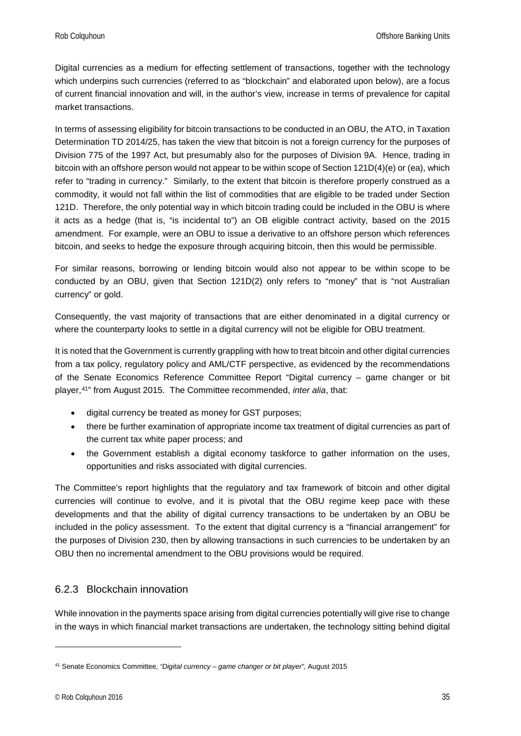Digital currencies as a medium for effecting settlement of transactions, together with the technology which underpins such currencies (referred to as "blockchain" and elaborated upon below), are a focus of current financial innovation and will, in the author's view, increase in terms of prevalence for capital market transactions.

In terms of assessing eligibility for bitcoin transactions to be conducted in an OBU, the ATO, in Taxation Determination TD 2014/25, has taken the view that bitcoin is not a foreign currency for the purposes of Division 775 of the 1997 Act, but presumably also for the purposes of Division 9A. Hence, trading in bitcoin with an offshore person would not appear to be within scope of Section 121D(4)(e) or (ea), which refer to "trading in currency." Similarly, to the extent that bitcoin is therefore properly construed as a commodity, it would not fall within the list of commodities that are eligible to be traded under Section 121D. Therefore, the only potential way in which bitcoin trading could be included in the OBU is where it acts as a hedge (that is, "is incidental to") an OB eligible contract activity, based on the 2015 amendment. For example, were an OBU to issue a derivative to an offshore person which references bitcoin, and seeks to hedge the exposure through acquiring bitcoin, then this would be permissible.

For similar reasons, borrowing or lending bitcoin would also not appear to be within scope to be conducted by an OBU, given that Section 121D(2) only refers to "money" that is "not Australian currency" or gold.

Consequently, the vast majority of transactions that are either denominated in a digital currency or where the counterparty looks to settle in a digital currency will not be eligible for OBU treatment.

It is noted that the Government is currently grappling with how to treat bitcoin and other digital currencies from a tax policy, regulatory policy and AML/CTF perspective, as evidenced by the recommendations of the Senate Economics Reference Committee Report "Digital currency – game changer or bit player,[41]" from August 2015. The Committee recommended, *inter alia*, that:

- digital currency be treated as money for GST purposes;
- there be further examination of appropriate income tax treatment of digital currencies as part of the current tax white paper process; and
- the Government establish a digital economy taskforce to gather information on the uses, opportunities and risks associated with digital currencies.

The Committee's report highlights that the regulatory and tax framework of bitcoin and other digital currencies will continue to evolve, and it is pivotal that the OBU regime keep pace with these developments and that the ability of digital currency transactions to be undertaken by an OBU be included in the policy assessment. To the extent that digital currency is a "financial arrangement" for the purposes of Division 230, then by allowing transactions in such currencies to be undertaken by an OBU then no incremental amendment to the OBU provisions would be required.

### 6.2.3 Blockchain innovation

While innovation in the payments space arising from digital currencies potentially will give rise to change in the ways in which financial market transactions are undertaken, the technology sitting behind digital

---

[41] Senate Economics Committee, *"Digital currency – game changer or bit player",* August 2015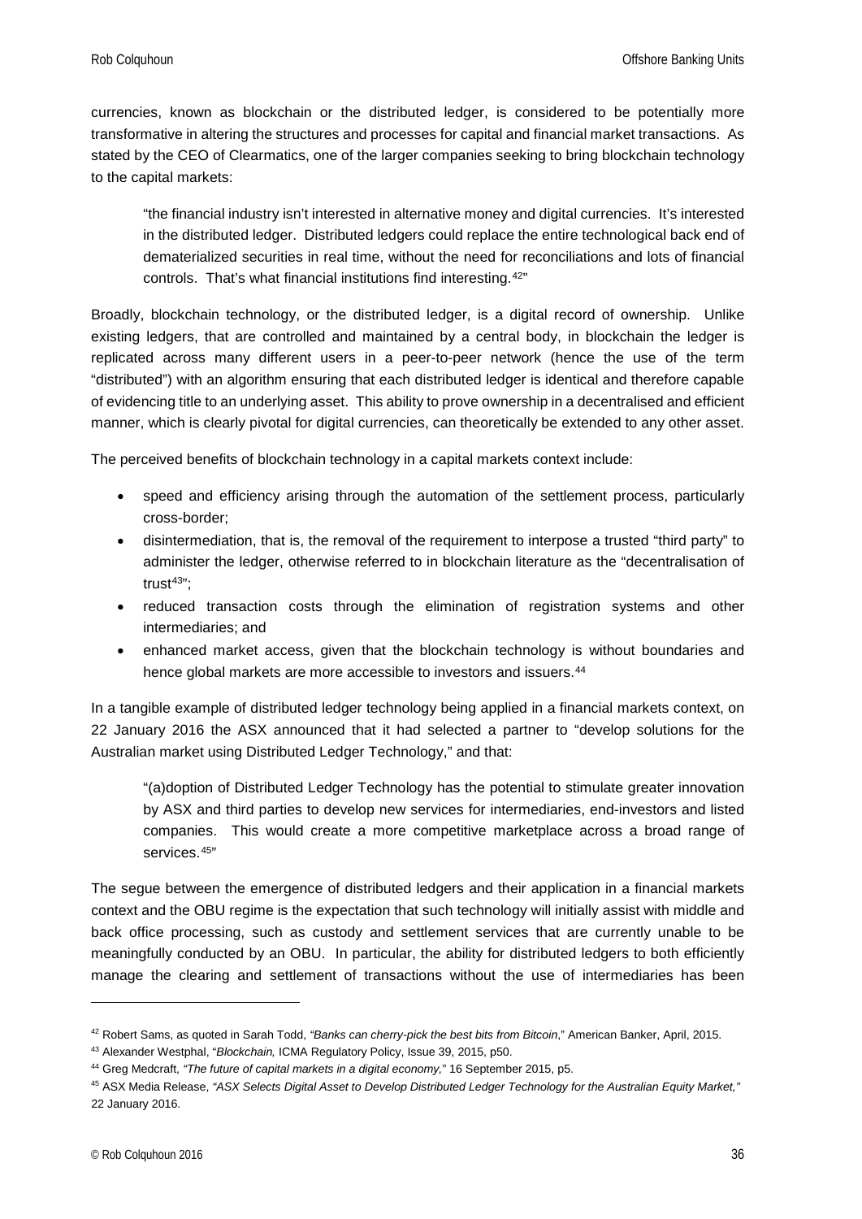currencies, known as blockchain or the distributed ledger, is considered to be potentially more transformative in altering the structures and processes for capital and financial market transactions. As stated by the CEO of Clearmatics, one of the larger companies seeking to bring blockchain technology to the capital markets:

> "the financial industry isn't interested in alternative money and digital currencies. It's interested in the distributed ledger. Distributed ledgers could replace the entire technological back end of dematerialized securities in real time, without the need for reconciliations and lots of financial controls. That's what financial institutions find interesting.[42]"

Broadly, blockchain technology, or the distributed ledger, is a digital record of ownership. Unlike existing ledgers, that are controlled and maintained by a central body, in blockchain the ledger is replicated across many different users in a peer-to-peer network (hence the use of the term "distributed") with an algorithm ensuring that each distributed ledger is identical and therefore capable of evidencing title to an underlying asset. This ability to prove ownership in a decentralised and efficient manner, which is clearly pivotal for digital currencies, can theoretically be extended to any other asset.

The perceived benefits of blockchain technology in a capital markets context include:

- speed and efficiency arising through the automation of the settlement process, particularly cross-border;
- disintermediation, that is, the removal of the requirement to interpose a trusted "third party" to administer the ledger, otherwise referred to in blockchain literature as the "decentralisation of trust[43]";
- reduced transaction costs through the elimination of registration systems and other intermediaries; and
- enhanced market access, given that the blockchain technology is without boundaries and hence global markets are more accessible to investors and issuers.[44]

In a tangible example of distributed ledger technology being applied in a financial markets context, on 22 January 2016 the ASX announced that it had selected a partner to "develop solutions for the Australian market using Distributed Ledger Technology," and that:

> "(a)doption of Distributed Ledger Technology has the potential to stimulate greater innovation by ASX and third parties to develop new services for intermediaries, end-investors and listed companies. This would create a more competitive marketplace across a broad range of services.[45]"

The segue between the emergence of distributed ledgers and their application in a financial markets context and the OBU regime is the expectation that such technology will initially assist with middle and back office processing, such as custody and settlement services that are currently unable to be meaningfully conducted by an OBU. In particular, the ability for distributed ledgers to both efficiently manage the clearing and settlement of transactions without the use of intermediaries has been

---

[42] Robert Sams, as quoted in Sarah Todd, *"Banks can cherry-pick the best bits from Bitcoin*," American Banker, April, 2015.

[43] Alexander Westphal, "*Blockchain,* ICMA Regulatory Policy, Issue 39, 2015, p50.

[44] Greg Medcraft, *"The future of capital markets in a digital economy,*" 16 September 2015, p5.

[45] ASX Media Release, *"ASX Selects Digital Asset to Develop Distributed Ledger Technology for the Australian Equity Market,"* 22 January 2016.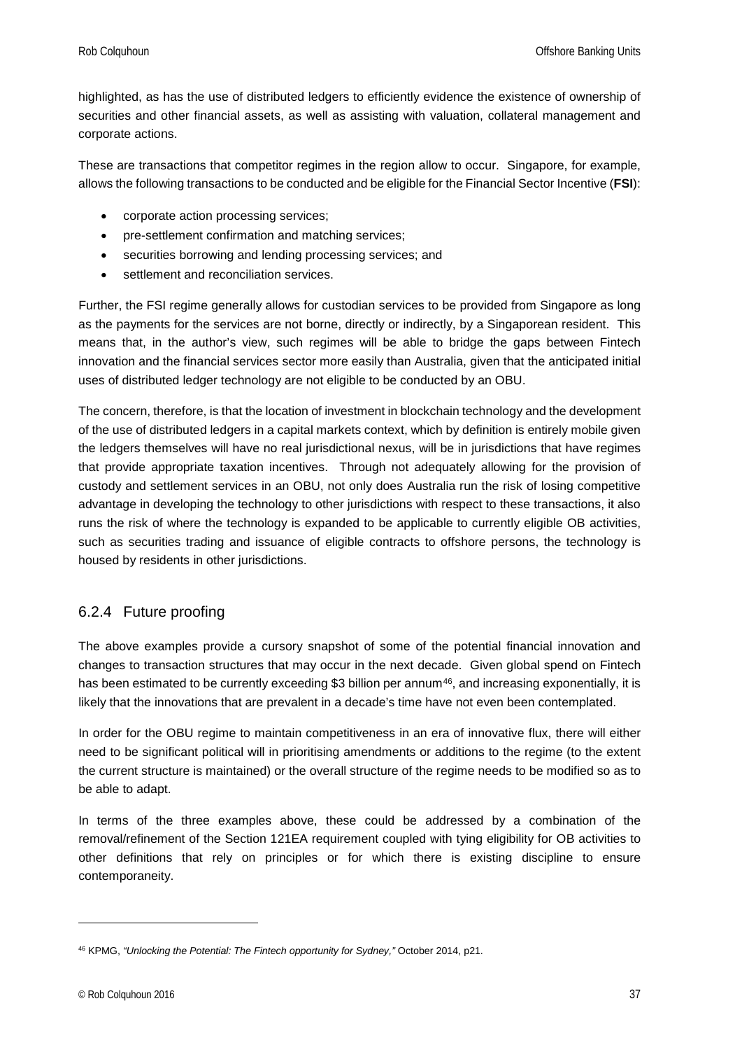highlighted, as has the use of distributed ledgers to efficiently evidence the existence of ownership of securities and other financial assets, as well as assisting with valuation, collateral management and corporate actions.

These are transactions that competitor regimes in the region allow to occur. Singapore, for example, allows the following transactions to be conducted and be eligible for the Financial Sector Incentive (**FSI**):

- corporate action processing services;
- pre-settlement confirmation and matching services;
- securities borrowing and lending processing services; and
- settlement and reconciliation services.

Further, the FSI regime generally allows for custodian services to be provided from Singapore as long as the payments for the services are not borne, directly or indirectly, by a Singaporean resident. This means that, in the author's view, such regimes will be able to bridge the gaps between Fintech innovation and the financial services sector more easily than Australia, given that the anticipated initial uses of distributed ledger technology are not eligible to be conducted by an OBU.

The concern, therefore, is that the location of investment in blockchain technology and the development of the use of distributed ledgers in a capital markets context, which by definition is entirely mobile given the ledgers themselves will have no real jurisdictional nexus, will be in jurisdictions that have regimes that provide appropriate taxation incentives. Through not adequately allowing for the provision of custody and settlement services in an OBU, not only does Australia run the risk of losing competitive advantage in developing the technology to other jurisdictions with respect to these transactions, it also runs the risk of where the technology is expanded to be applicable to currently eligible OB activities, such as securities trading and issuance of eligible contracts to offshore persons, the technology is housed by residents in other jurisdictions.

### 6.2.4 Future proofing

The above examples provide a cursory snapshot of some of the potential financial innovation and changes to transaction structures that may occur in the next decade. Given global spend on Fintech has been estimated to be currently exceeding $3 billion per annum[46], and increasing exponentially, it is likely that the innovations that are prevalent in a decade's time have not even been contemplated.

In order for the OBU regime to maintain competitiveness in an era of innovative flux, there will either need to be significant political will in prioritising amendments or additions to the regime (to the extent the current structure is maintained) or the overall structure of the regime needs to be modified so as to be able to adapt.

In terms of the three examples above, these could be addressed by a combination of the removal/refinement of the Section 121EA requirement coupled with tying eligibility for OB activities to other definitions that rely on principles or for which there is existing discipline to ensure contemporaneity.

---

[46] KPMG, *"Unlocking the Potential: The Fintech opportunity for Sydney,"* October 2014, p21.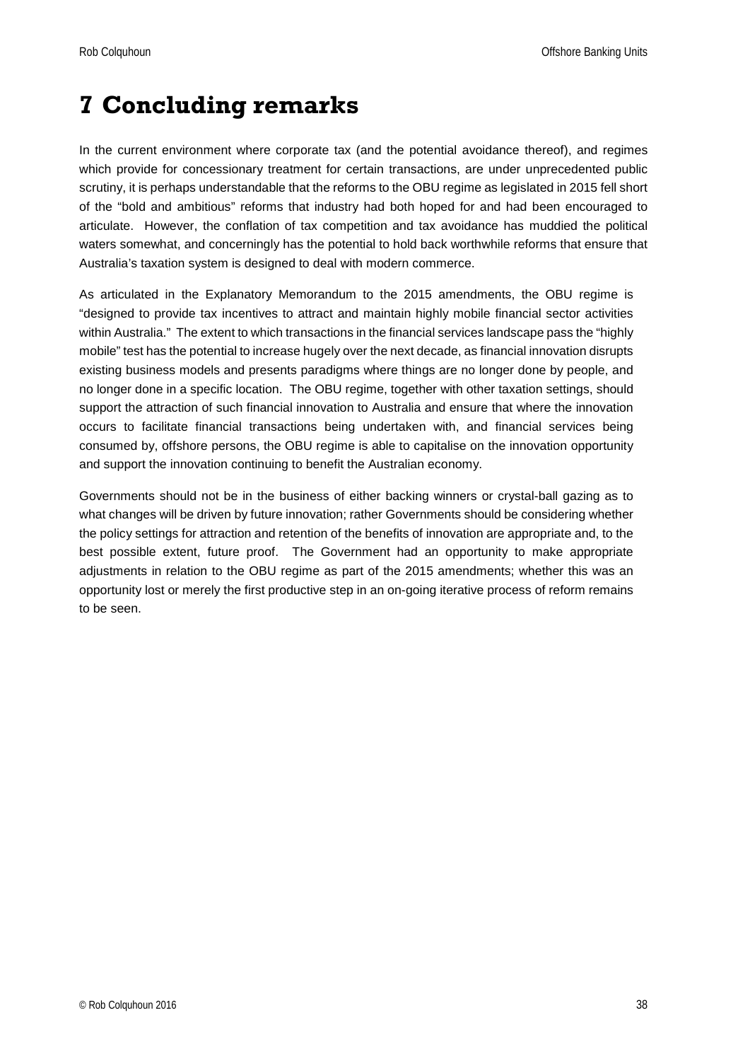# 7 Concluding remarks

In the current environment where corporate tax (and the potential avoidance thereof), and regimes which provide for concessionary treatment for certain transactions, are under unprecedented public scrutiny, it is perhaps understandable that the reforms to the OBU regime as legislated in 2015 fell short of the "bold and ambitious" reforms that industry had both hoped for and had been encouraged to articulate. However, the conflation of tax competition and tax avoidance has muddied the political waters somewhat, and concerningly has the potential to hold back worthwhile reforms that ensure that Australia's taxation system is designed to deal with modern commerce.

As articulated in the Explanatory Memorandum to the 2015 amendments, the OBU regime is "designed to provide tax incentives to attract and maintain highly mobile financial sector activities within Australia." The extent to which transactions in the financial services landscape pass the "highly mobile" test has the potential to increase hugely over the next decade, as financial innovation disrupts existing business models and presents paradigms where things are no longer done by people, and no longer done in a specific location. The OBU regime, together with other taxation settings, should support the attraction of such financial innovation to Australia and ensure that where the innovation occurs to facilitate financial transactions being undertaken with, and financial services being consumed by, offshore persons, the OBU regime is able to capitalise on the innovation opportunity and support the innovation continuing to benefit the Australian economy.

Governments should not be in the business of either backing winners or crystal-ball gazing as to what changes will be driven by future innovation; rather Governments should be considering whether the policy settings for attraction and retention of the benefits of innovation are appropriate and, to the best possible extent, future proof. The Government had an opportunity to make appropriate adjustments in relation to the OBU regime as part of the 2015 amendments; whether this was an opportunity lost or merely the first productive step in an on-going iterative process of reform remains to be seen.